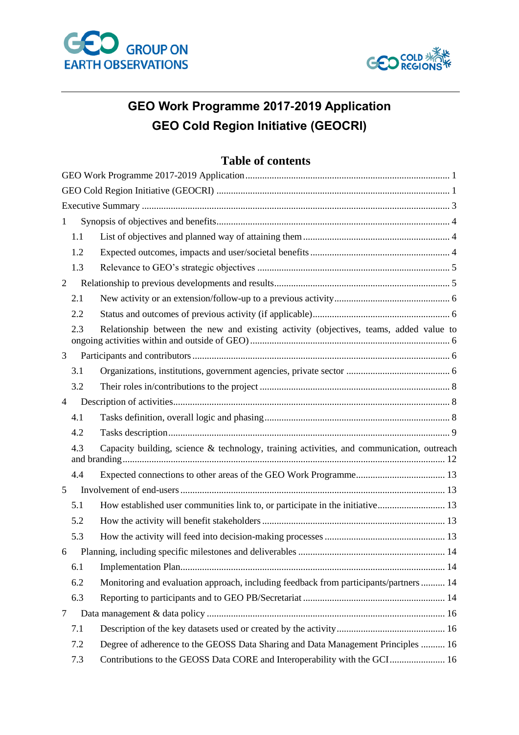GROUP ON EARTH OBSERVATIONS

GEO COLD REGIONS

# GEO Work Programme 2017-2019 Application

# GEO Cold Region Initiative (GEOCRI)

## Table of contents

GEO Work Programme 2017-2019 Application ........ 1

GEO Cold Region Initiative (GEOCRI) ........ 1

Executive Summary ........ 3

1 Synopsis of objectives and benefits ........ 4

- 1.1 List of objectives and planned way of attaining them ........ 4
- 1.2 Expected outcomes, impacts and user/societal benefits ........ 4
- 1.3 Relevance to GEO's strategic objectives ........ 5

2 Relationship to previous developments and results ........ 5

- 2.1 New activity or an extension/follow-up to a previous activity ........ 6
- 2.2 Status and outcomes of previous activity (if applicable) ........ 6
- 2.3 Relationship between the new and existing activity (objectives, teams, added value to ongoing activities within and outside of GEO) ........ 6

3 Participants and contributors ........ 6

- 3.1 Organizations, institutions, government agencies, private sector ........ 6
- 3.2 Their roles in/contributions to the project ........ 8

4 Description of activities ........ 8

- 4.1 Tasks definition, overall logic and phasing ........ 8
- 4.2 Tasks description ........ 9
- 4.3 Capacity building, science & technology, training activities, and communication, outreach and branding ........ 12
- 4.4 Expected connections to other areas of the GEO Work Programme ........ 13

5 Involvement of end-users ........ 13

- 5.1 How established user communities link to, or participate in the initiative ........ 13
- 5.2 How the activity will benefit stakeholders ........ 13
- 5.3 How the activity will feed into decision-making processes ........ 13

6 Planning, including specific milestones and deliverables ........ 14

- 6.1 Implementation Plan ........ 14
- 6.2 Monitoring and evaluation approach, including feedback from participants/partners ........ 14
- 6.3 Reporting to participants and to GEO PB/Secretariat ........ 14

7 Data management & data policy ........ 16

- 7.1 Description of the key datasets used or created by the activity ........ 16
- 7.2 Degree of adherence to the GEOSS Data Sharing and Data Management Principles ........ 16
- 7.3 Contributions to the GEOSS Data CORE and Interoperability with the GCI ........ 16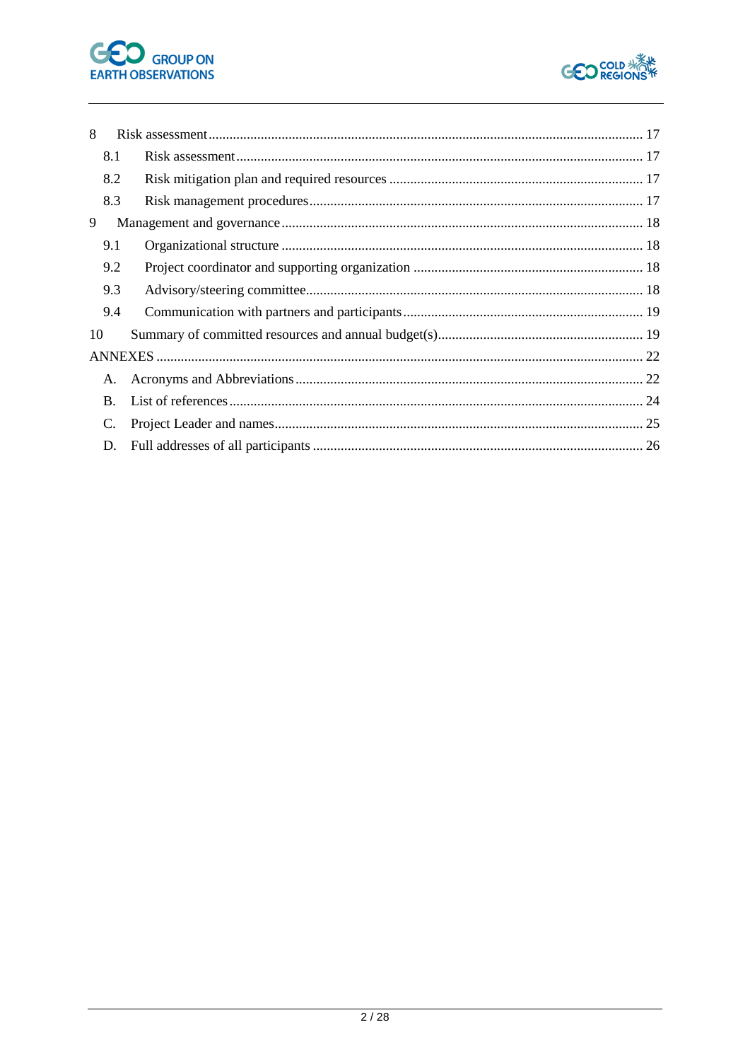- 8 Risk assessment ... 17
  - 8.1 Risk assessment ... 17
  - 8.2 Risk mitigation plan and required resources ... 17
  - 8.3 Risk management procedures ... 17
- 9 Management and governance ... 18
  - 9.1 Organizational structure ... 18
  - 9.2 Project coordinator and supporting organization ... 18
  - 9.3 Advisory/steering committee ... 18
  - 9.4 Communication with partners and participants ... 19
- 10 Summary of committed resources and annual budget(s) ... 19
- ANNEXES ... 22
  - A. Acronyms and Abbreviations ... 22
  - B. List of references ... 24
  - C. Project Leader and names ... 25
  - D. Full addresses of all participants ... 26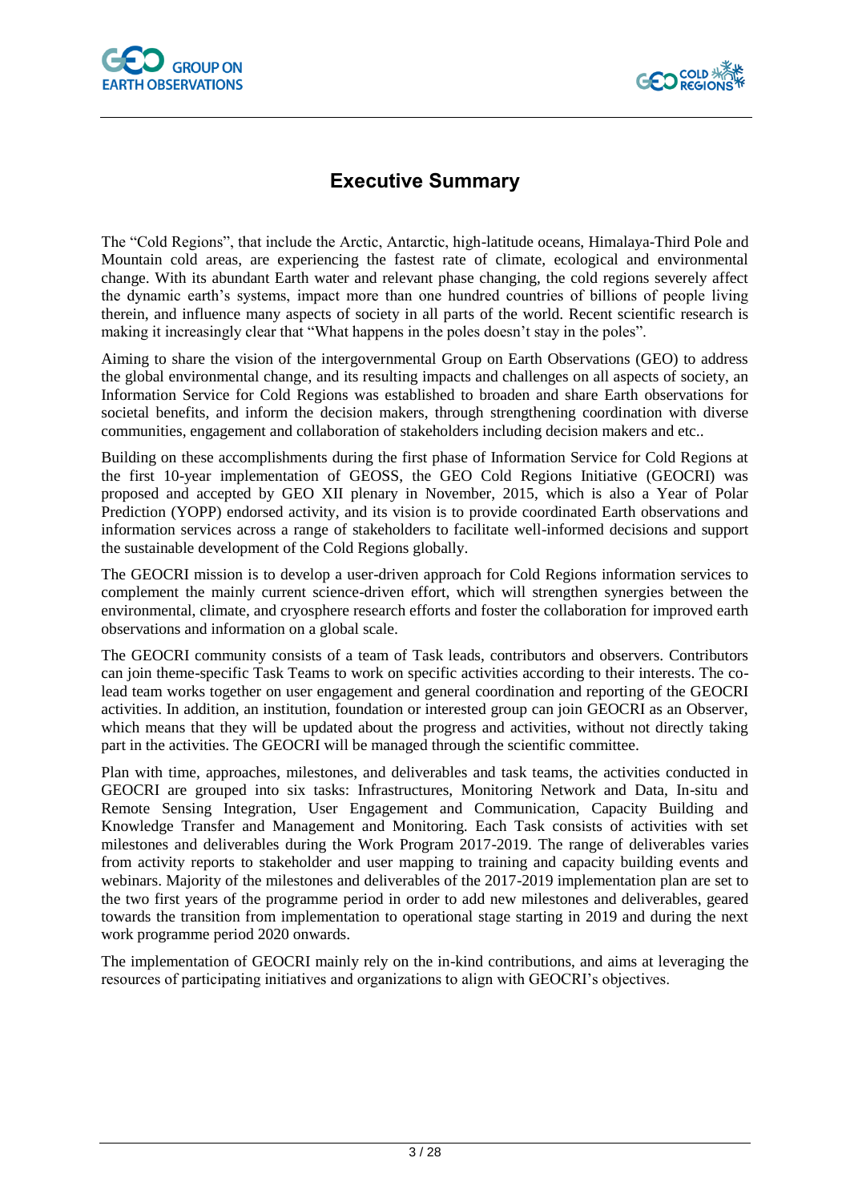# Executive Summary

The "Cold Regions", that include the Arctic, Antarctic, high-latitude oceans, Himalaya-Third Pole and Mountain cold areas, are experiencing the fastest rate of climate, ecological and environmental change. With its abundant Earth water and relevant phase changing, the cold regions severely affect the dynamic earth's systems, impact more than one hundred countries of billions of people living therein, and influence many aspects of society in all parts of the world. Recent scientific research is making it increasingly clear that "What happens in the poles doesn't stay in the poles".

Aiming to share the vision of the intergovernmental Group on Earth Observations (GEO) to address the global environmental change, and its resulting impacts and challenges on all aspects of society, an Information Service for Cold Regions was established to broaden and share Earth observations for societal benefits, and inform the decision makers, through strengthening coordination with diverse communities, engagement and collaboration of stakeholders including decision makers and etc..

Building on these accomplishments during the first phase of Information Service for Cold Regions at the first 10-year implementation of GEOSS, the GEO Cold Regions Initiative (GEOCRI) was proposed and accepted by GEO XII plenary in November, 2015, which is also a Year of Polar Prediction (YOPP) endorsed activity, and its vision is to provide coordinated Earth observations and information services across a range of stakeholders to facilitate well-informed decisions and support the sustainable development of the Cold Regions globally.

The GEOCRI mission is to develop a user-driven approach for Cold Regions information services to complement the mainly current science-driven effort, which will strengthen synergies between the environmental, climate, and cryosphere research efforts and foster the collaboration for improved earth observations and information on a global scale.

The GEOCRI community consists of a team of Task leads, contributors and observers. Contributors can join theme-specific Task Teams to work on specific activities according to their interests. The co-lead team works together on user engagement and general coordination and reporting of the GEOCRI activities. In addition, an institution, foundation or interested group can join GEOCRI as an Observer, which means that they will be updated about the progress and activities, without not directly taking part in the activities. The GEOCRI will be managed through the scientific committee.

Plan with time, approaches, milestones, and deliverables and task teams, the activities conducted in GEOCRI are grouped into six tasks: Infrastructures, Monitoring Network and Data, In-situ and Remote Sensing Integration, User Engagement and Communication, Capacity Building and Knowledge Transfer and Management and Monitoring. Each Task consists of activities with set milestones and deliverables during the Work Program 2017-2019. The range of deliverables varies from activity reports to stakeholder and user mapping to training and capacity building events and webinars. Majority of the milestones and deliverables of the 2017-2019 implementation plan are set to the two first years of the programme period in order to add new milestones and deliverables, geared towards the transition from implementation to operational stage starting in 2019 and during the next work programme period 2020 onwards.

The implementation of GEOCRI mainly rely on the in-kind contributions, and aims at leveraging the resources of participating initiatives and organizations to align with GEOCRI's objectives.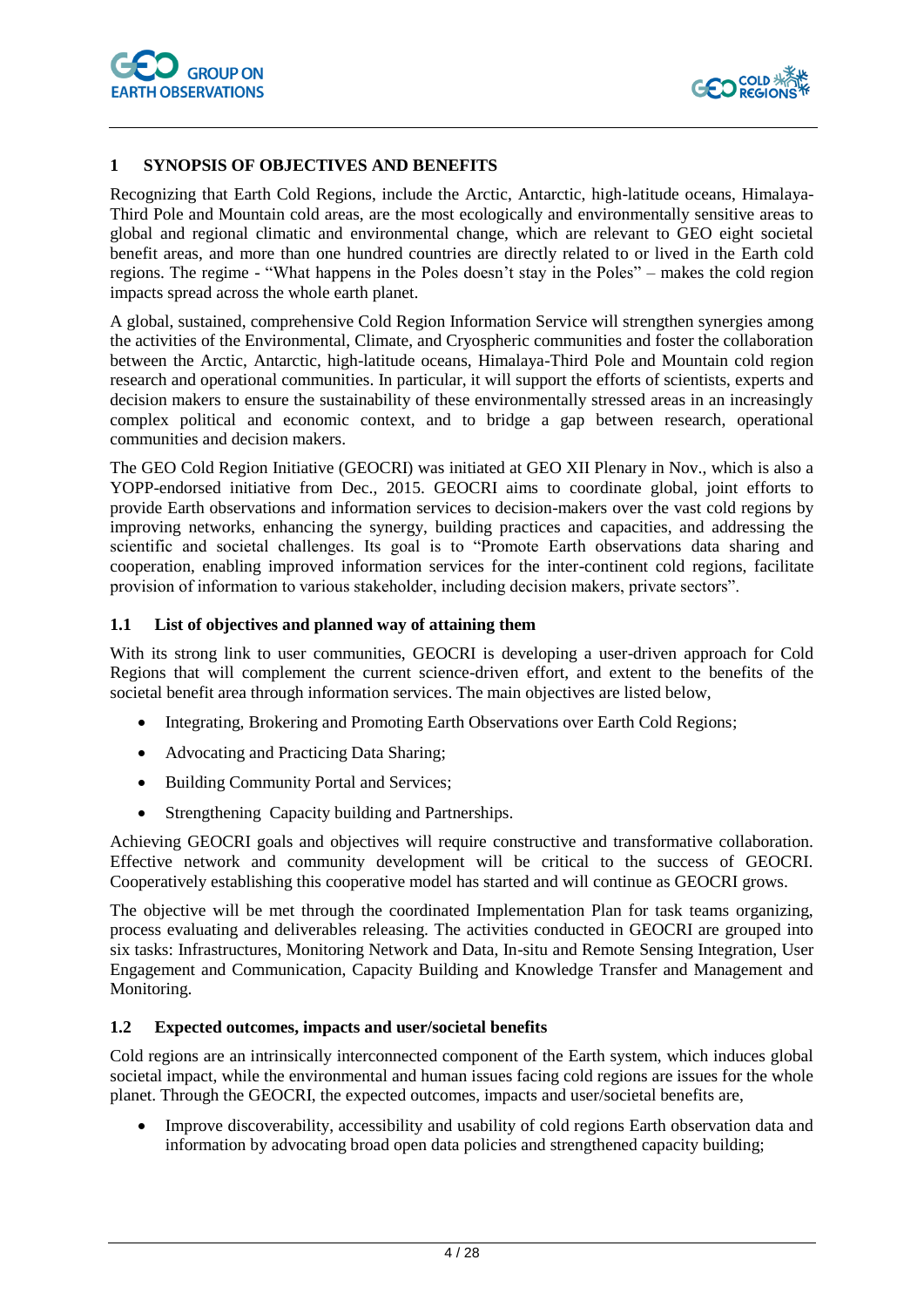## 1 SYNOPSIS OF OBJECTIVES AND BENEFITS

Recognizing that Earth Cold Regions, include the Arctic, Antarctic, high-latitude oceans, Himalaya-Third Pole and Mountain cold areas, are the most ecologically and environmentally sensitive areas to global and regional climatic and environmental change, which are relevant to GEO eight societal benefit areas, and more than one hundred countries are directly related to or lived in the Earth cold regions. The regime - "What happens in the Poles doesn't stay in the Poles" – makes the cold region impacts spread across the whole earth planet.

A global, sustained, comprehensive Cold Region Information Service will strengthen synergies among the activities of the Environmental, Climate, and Cryospheric communities and foster the collaboration between the Arctic, Antarctic, high-latitude oceans, Himalaya-Third Pole and Mountain cold region research and operational communities. In particular, it will support the efforts of scientists, experts and decision makers to ensure the sustainability of these environmentally stressed areas in an increasingly complex political and economic context, and to bridge a gap between research, operational communities and decision makers.

The GEO Cold Region Initiative (GEOCRI) was initiated at GEO XII Plenary in Nov., which is also a YOPP-endorsed initiative from Dec., 2015. GEOCRI aims to coordinate global, joint efforts to provide Earth observations and information services to decision-makers over the vast cold regions by improving networks, enhancing the synergy, building practices and capacities, and addressing the scientific and societal challenges. Its goal is to "Promote Earth observations data sharing and cooperation, enabling improved information services for the inter-continent cold regions, facilitate provision of information to various stakeholder, including decision makers, private sectors".

### 1.1 List of objectives and planned way of attaining them

With its strong link to user communities, GEOCRI is developing a user-driven approach for Cold Regions that will complement the current science-driven effort, and extent to the benefits of the societal benefit area through information services. The main objectives are listed below,

- Integrating, Brokering and Promoting Earth Observations over Earth Cold Regions;
- Advocating and Practicing Data Sharing;
- Building Community Portal and Services;
- Strengthening Capacity building and Partnerships.

Achieving GEOCRI goals and objectives will require constructive and transformative collaboration. Effective network and community development will be critical to the success of GEOCRI. Cooperatively establishing this cooperative model has started and will continue as GEOCRI grows.

The objective will be met through the coordinated Implementation Plan for task teams organizing, process evaluating and deliverables releasing. The activities conducted in GEOCRI are grouped into six tasks: Infrastructures, Monitoring Network and Data, In-situ and Remote Sensing Integration, User Engagement and Communication, Capacity Building and Knowledge Transfer and Management and Monitoring.

### 1.2 Expected outcomes, impacts and user/societal benefits

Cold regions are an intrinsically interconnected component of the Earth system, which induces global societal impact, while the environmental and human issues facing cold regions are issues for the whole planet. Through the GEOCRI, the expected outcomes, impacts and user/societal benefits are,

- Improve discoverability, accessibility and usability of cold regions Earth observation data and information by advocating broad open data policies and strengthened capacity building;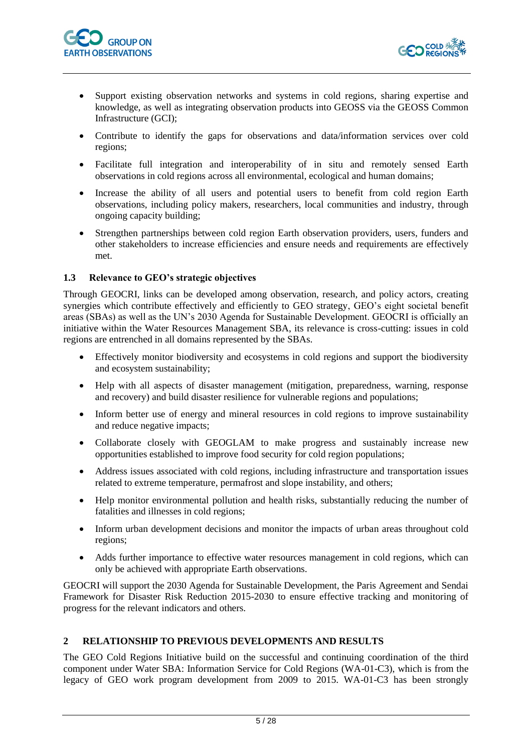- Support existing observation networks and systems in cold regions, sharing expertise and knowledge, as well as integrating observation products into GEOSS via the GEOSS Common Infrastructure (GCI);
- Contribute to identify the gaps for observations and data/information services over cold regions;
- Facilitate full integration and interoperability of in situ and remotely sensed Earth observations in cold regions across all environmental, ecological and human domains;
- Increase the ability of all users and potential users to benefit from cold region Earth observations, including policy makers, researchers, local communities and industry, through ongoing capacity building;
- Strengthen partnerships between cold region Earth observation providers, users, funders and other stakeholders to increase efficiencies and ensure needs and requirements are effectively met.

### 1.3 Relevance to GEO's strategic objectives

Through GEOCRI, links can be developed among observation, research, and policy actors, creating synergies which contribute effectively and efficiently to GEO strategy, GEO's eight societal benefit areas (SBAs) as well as the UN's 2030 Agenda for Sustainable Development. GEOCRI is officially an initiative within the Water Resources Management SBA, its relevance is cross-cutting: issues in cold regions are entrenched in all domains represented by the SBAs.

- Effectively monitor biodiversity and ecosystems in cold regions and support the biodiversity and ecosystem sustainability;
- Help with all aspects of disaster management (mitigation, preparedness, warning, response and recovery) and build disaster resilience for vulnerable regions and populations;
- Inform better use of energy and mineral resources in cold regions to improve sustainability and reduce negative impacts;
- Collaborate closely with GEOGLAM to make progress and sustainably increase new opportunities established to improve food security for cold region populations;
- Address issues associated with cold regions, including infrastructure and transportation issues related to extreme temperature, permafrost and slope instability, and others;
- Help monitor environmental pollution and health risks, substantially reducing the number of fatalities and illnesses in cold regions;
- Inform urban development decisions and monitor the impacts of urban areas throughout cold regions;
- Adds further importance to effective water resources management in cold regions, which can only be achieved with appropriate Earth observations.

GEOCRI will support the 2030 Agenda for Sustainable Development, the Paris Agreement and Sendai Framework for Disaster Risk Reduction 2015-2030 to ensure effective tracking and monitoring of progress for the relevant indicators and others.

## 2 RELATIONSHIP TO PREVIOUS DEVELOPMENTS AND RESULTS

The GEO Cold Regions Initiative build on the successful and continuing coordination of the third component under Water SBA: Information Service for Cold Regions (WA-01-C3), which is from the legacy of GEO work program development from 2009 to 2015. WA-01-C3 has been strongly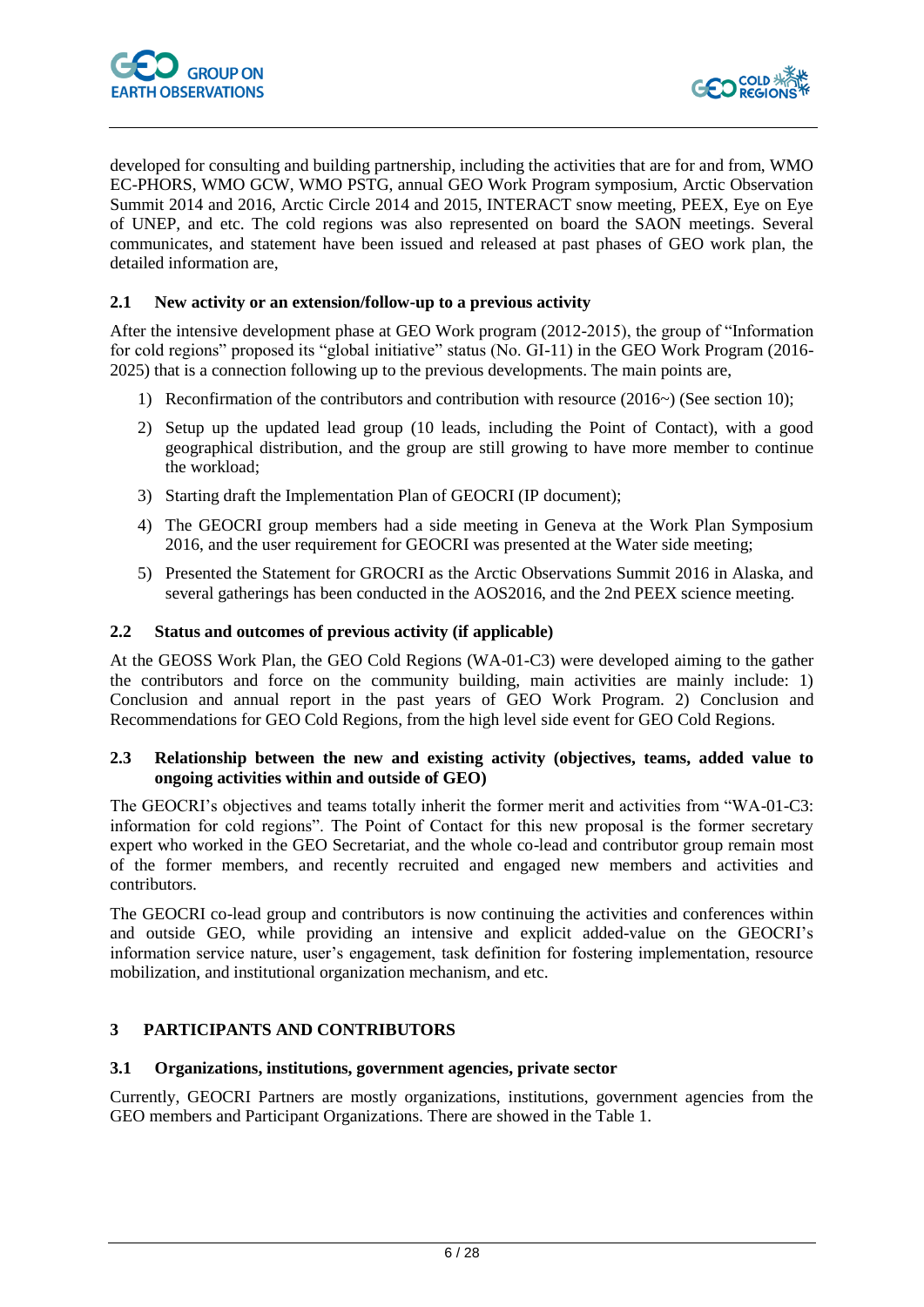developed for consulting and building partnership, including the activities that are for and from, WMO EC-PHORS, WMO GCW, WMO PSTG, annual GEO Work Program symposium, Arctic Observation Summit 2014 and 2016, Arctic Circle 2014 and 2015, INTERACT snow meeting, PEEX, Eye on Eye of UNEP, and etc. The cold regions was also represented on board the SAON meetings. Several communicates, and statement have been issued and released at past phases of GEO work plan, the detailed information are,

### 2.1 New activity or an extension/follow-up to a previous activity

After the intensive development phase at GEO Work program (2012-2015), the group of "Information for cold regions" proposed its "global initiative" status (No. GI-11) in the GEO Work Program (2016-2025) that is a connection following up to the previous developments. The main points are,

1) Reconfirmation of the contributors and contribution with resource (2016~) (See section 10);
2) Setup up the updated lead group (10 leads, including the Point of Contact), with a good geographical distribution, and the group are still growing to have more member to continue the workload;
3) Starting draft the Implementation Plan of GEOCRI (IP document);
4) The GEOCRI group members had a side meeting in Geneva at the Work Plan Symposium 2016, and the user requirement for GEOCRI was presented at the Water side meeting;
5) Presented the Statement for GROCRI as the Arctic Observations Summit 2016 in Alaska, and several gatherings has been conducted in the AOS2016, and the 2nd PEEX science meeting.

### 2.2 Status and outcomes of previous activity (if applicable)

At the GEOSS Work Plan, the GEO Cold Regions (WA-01-C3) were developed aiming to the gather the contributors and force on the community building, main activities are mainly include: 1) Conclusion and annual report in the past years of GEO Work Program. 2) Conclusion and Recommendations for GEO Cold Regions, from the high level side event for GEO Cold Regions.

### 2.3 Relationship between the new and existing activity (objectives, teams, added value to ongoing activities within and outside of GEO)

The GEOCRI's objectives and teams totally inherit the former merit and activities from "WA-01-C3: information for cold regions". The Point of Contact for this new proposal is the former secretary expert who worked in the GEO Secretariat, and the whole co-lead and contributor group remain most of the former members, and recently recruited and engaged new members and activities and contributors.

The GEOCRI co-lead group and contributors is now continuing the activities and conferences within and outside GEO, while providing an intensive and explicit added-value on the GEOCRI's information service nature, user's engagement, task definition for fostering implementation, resource mobilization, and institutional organization mechanism, and etc.

## 3 PARTICIPANTS AND CONTRIBUTORS

### 3.1 Organizations, institutions, government agencies, private sector

Currently, GEOCRI Partners are mostly organizations, institutions, government agencies from the GEO members and Participant Organizations. There are showed in the Table 1.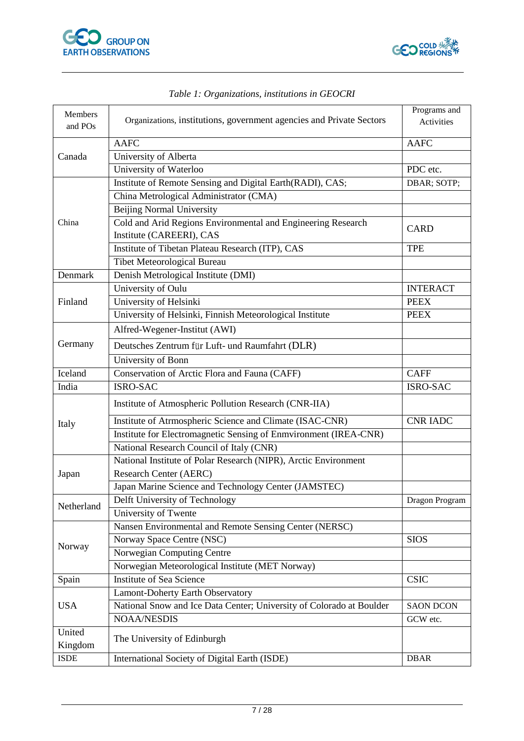*Table 1: Organizations, institutions in GEOCRI*

| Members and POs | Organizations, institutions, government agencies and Private Sectors | Programs and Activities |
|---|---|---|
| Canada | AAFC | AAFC |
| | University of Alberta | |
| | University of Waterloo | PDC etc. |
| China | Institute of Remote Sensing and Digital Earth(RADI), CAS; | DBAR; SOTP; |
| | China Metrological Administrator (CMA) | |
| | Beijing Normal University | |
| | Cold and Arid Regions Environmental and Engineering Research Institute (CAREERI), CAS | CARD |
| | Institute of Tibetan Plateau Research (ITP), CAS | TPE |
| | Tibet Meteorological Bureau | |
| Denmark | Denish Metrological Institute (DMI) | |
| Finland | University of Oulu | INTERACT |
| | University of Helsinki | PEEX |
| | University of Helsinki, Finnish Meteorological Institute | PEEX |
| Germany | Alfred-Wegener-Institut (AWI) | |
| | Deutsches Zentrum für Luft- und Raumfahrt (DLR) | |
| | University of Bonn | |
| Iceland | Conservation of Arctic Flora and Fauna (CAFF) | CAFF |
| India | ISRO-SAC | ISRO-SAC |
| Italy | Institute of Atmospheric Pollution Research (CNR-IIA) | |
| | Institute of Atrmospheric Science and Climate (ISAC-CNR) | CNR IADC |
| | Institute for Electromagnetic Sensing of Enmvironment (IREA-CNR) | |
| | National Research Council of Italy (CNR) | |
| Japan | National Institute of Polar Research (NIPR), Arctic Environment Research Center (AERC) | |
| | Japan Marine Science and Technology Center (JAMSTEC) | |
| Netherland | Delft University of Technology | Dragon Program |
| | University of Twente | |
| Norway | Nansen Environmental and Remote Sensing Center (NERSC) | |
| | Norway Space Centre (NSC) | SIOS |
| | Norwegian Computing Centre | |
| | Norwegian Meteorological Institute (MET Norway) | |
| Spain | Institute of Sea Science | CSIC |
| USA | Lamont-Doherty Earth Observatory | |
| | National Snow and Ice Data Center; University of Colorado at Boulder | SAON DCON |
| | NOAA/NESDIS | GCW etc. |
| United Kingdom | The University of Edinburgh | |
| ISDE | International Society of Digital Earth (ISDE) | DBAR |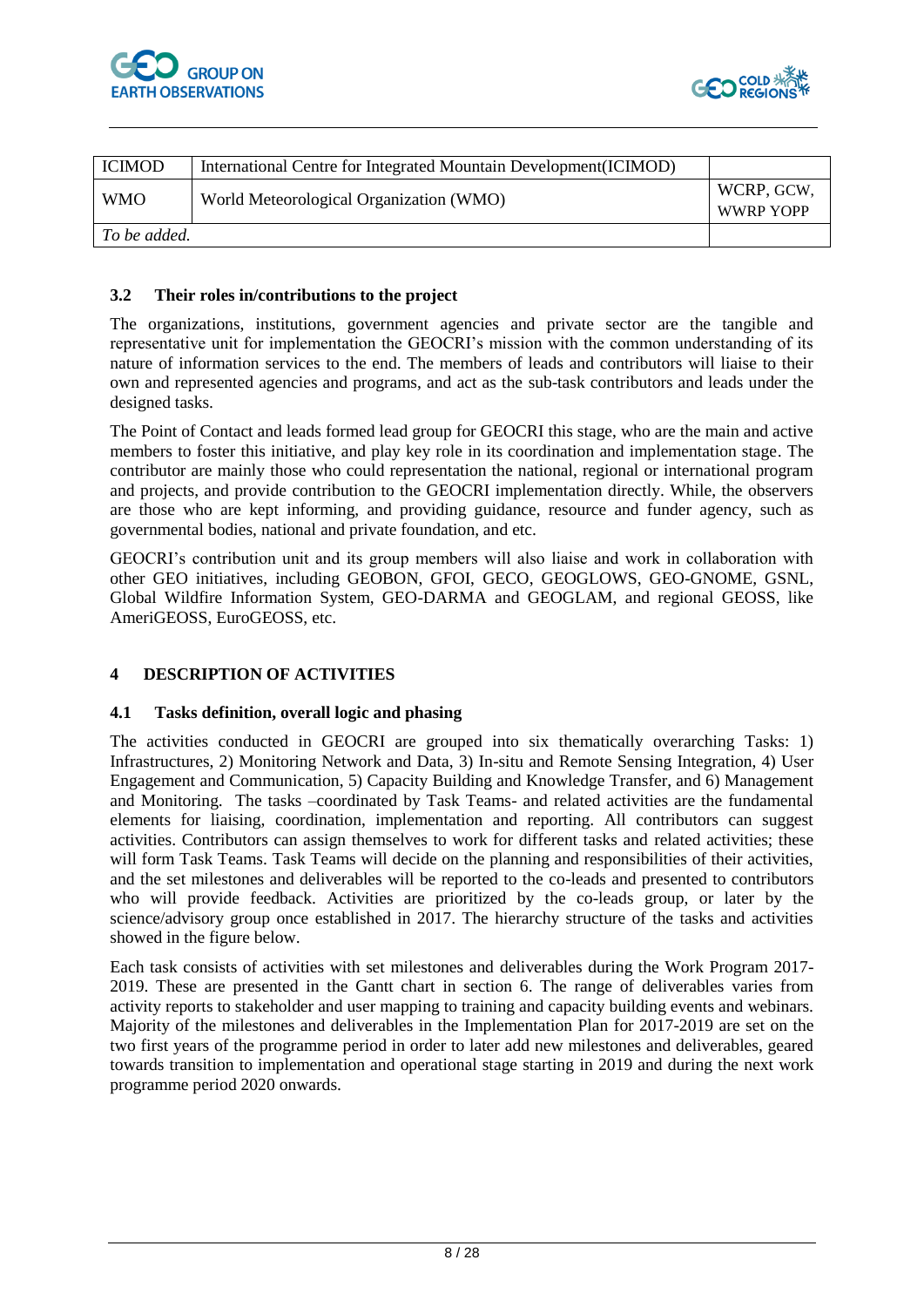| | | |
|---|---|---|
| ICIMOD | International Centre for Integrated Mountain Development(ICIMOD) | |
| WMO | World Meteorological Organization (WMO) | WCRP, GCW, WWRP YOPP |
| *To be added.* | | |

### 3.2 Their roles in/contributions to the project

The organizations, institutions, government agencies and private sector are the tangible and representative unit for implementation the GEOCRI's mission with the common understanding of its nature of information services to the end. The members of leads and contributors will liaise to their own and represented agencies and programs, and act as the sub-task contributors and leads under the designed tasks.

The Point of Contact and leads formed lead group for GEOCRI this stage, who are the main and active members to foster this initiative, and play key role in its coordination and implementation stage. The contributor are mainly those who could representation the national, regional or international program and projects, and provide contribution to the GEOCRI implementation directly. While, the observers are those who are kept informing, and providing guidance, resource and funder agency, such as governmental bodies, national and private foundation, and etc.

GEOCRI's contribution unit and its group members will also liaise and work in collaboration with other GEO initiatives, including GEOBON, GFOI, GECO, GEOGLOWS, GEO-GNOME, GSNL, Global Wildfire Information System, GEO-DARMA and GEOGLAM, and regional GEOSS, like AmeriGEOSS, EuroGEOSS, etc.

## 4 DESCRIPTION OF ACTIVITIES

### 4.1 Tasks definition, overall logic and phasing

The activities conducted in GEOCRI are grouped into six thematically overarching Tasks: 1) Infrastructures, 2) Monitoring Network and Data, 3) In-situ and Remote Sensing Integration, 4) User Engagement and Communication, 5) Capacity Building and Knowledge Transfer, and 6) Management and Monitoring. The tasks –coordinated by Task Teams- and related activities are the fundamental elements for liaising, coordination, implementation and reporting. All contributors can suggest activities. Contributors can assign themselves to work for different tasks and related activities; these will form Task Teams. Task Teams will decide on the planning and responsibilities of their activities, and the set milestones and deliverables will be reported to the co-leads and presented to contributors who will provide feedback. Activities are prioritized by the co-leads group, or later by the science/advisory group once established in 2017. The hierarchy structure of the tasks and activities showed in the figure below.

Each task consists of activities with set milestones and deliverables during the Work Program 2017-2019. These are presented in the Gantt chart in section 6. The range of deliverables varies from activity reports to stakeholder and user mapping to training and capacity building events and webinars. Majority of the milestones and deliverables in the Implementation Plan for 2017-2019 are set on the two first years of the programme period in order to later add new milestones and deliverables, geared towards transition to implementation and operational stage starting in 2019 and during the next work programme period 2020 onwards.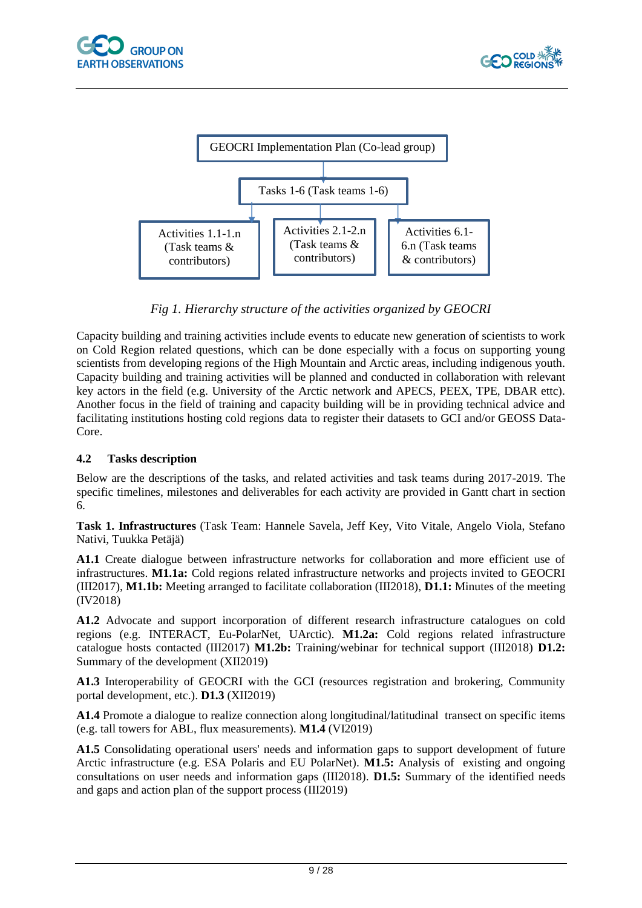GEOCRI Implementation Plan (Co-lead group)

Tasks 1-6 (Task teams 1-6)

Activities 1.1-1.n (Task teams & contributors)

Activities 2.1-2.n (Task teams & contributors)

Activities 6.1-6.n (Task teams & contributors)

*Fig 1. Hierarchy structure of the activities organized by GEOCRI*

Capacity building and training activities include events to educate new generation of scientists to work on Cold Region related questions, which can be done especially with a focus on supporting young scientists from developing regions of the High Mountain and Arctic areas, including indigenous youth. Capacity building and training activities will be planned and conducted in collaboration with relevant key actors in the field (e.g. University of the Arctic network and APECS, PEEX, TPE, DBAR etc). Another focus in the field of training and capacity building will be in providing technical advice and facilitating institutions hosting cold regions data to register their datasets to GCI and/or GEOSS Data-Core.

### 4.2 Tasks description

Below are the descriptions of the tasks, and related activities and task teams during 2017-2019. The specific timelines, milestones and deliverables for each activity are provided in Gantt chart in section 6.

**Task 1. Infrastructures** (Task Team: Hannele Savela, Jeff Key, Vito Vitale, Angelo Viola, Stefano Nativi, Tuukka Petäjä)

**A1.1** Create dialogue between infrastructure networks for collaboration and more efficient use of infrastructures. **M1.1a:** Cold regions related infrastructure networks and projects invited to GEOCRI (III2017), **M1.1b:** Meeting arranged to facilitate collaboration (III2018), **D1.1:** Minutes of the meeting (IV2018)

**A1.2** Advocate and support incorporation of different research infrastructure catalogues on cold regions (e.g. INTERACT, Eu-PolarNet, UArctic). **M1.2a:** Cold regions related infrastructure catalogue hosts contacted (III2017) **M1.2b:** Training/webinar for technical support (III2018) **D1.2:** Summary of the development (XII2019)

**A1.3** Interoperability of GEOCRI with the GCI (resources registration and brokering, Community portal development, etc.). **D1.3** (XII2019)

**A1.4** Promote a dialogue to realize connection along longitudinal/latitudinal transect on specific items (e.g. tall towers for ABL, flux measurements). **M1.4** (VI2019)

**A1.5** Consolidating operational users' needs and information gaps to support development of future Arctic infrastructure (e.g. ESA Polaris and EU PolarNet). **M1.5:** Analysis of existing and ongoing consultations on user needs and information gaps (III2018). **D1.5:** Summary of the identified needs and gaps and action plan of the support process (III2019)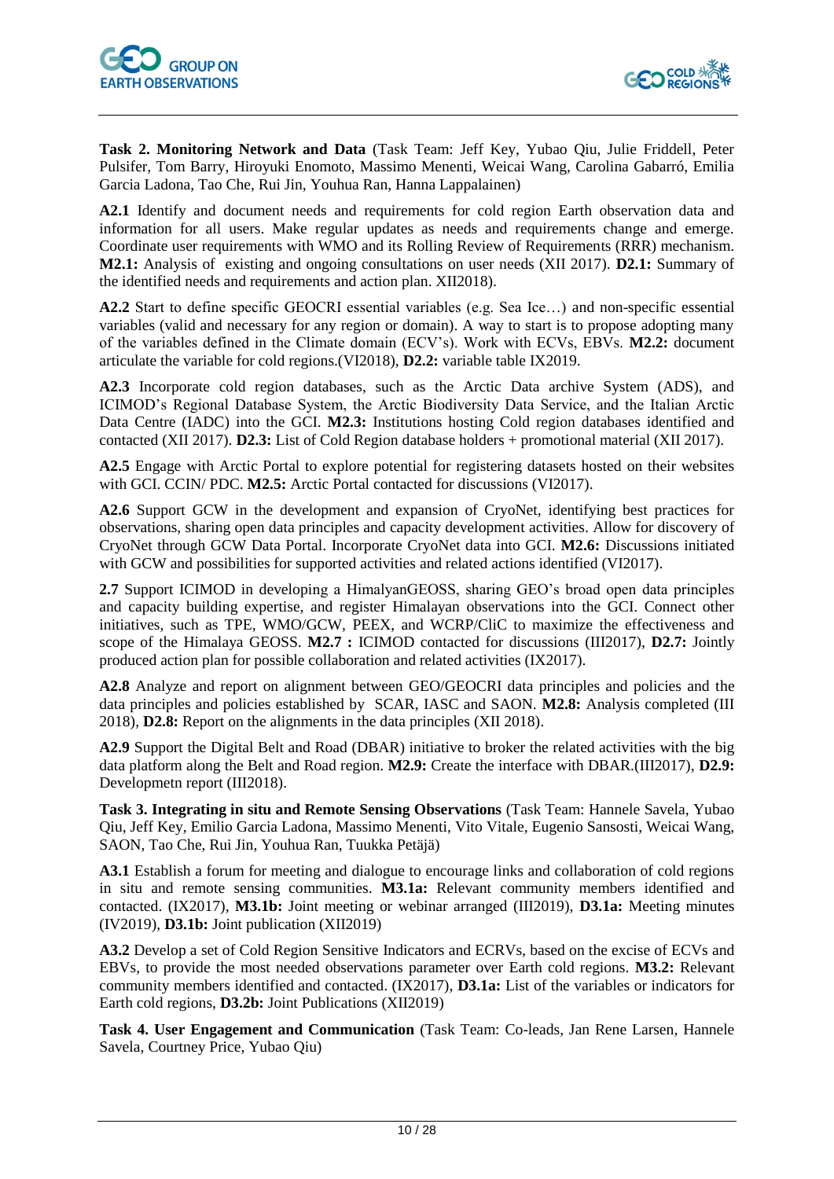**Task 2. Monitoring Network and Data** (Task Team: Jeff Key, Yubao Qiu, Julie Friddell, Peter Pulsifer, Tom Barry, Hiroyuki Enomoto, Massimo Menenti, Weicai Wang, Carolina Gabarró, Emilia Garcia Ladona, Tao Che, Rui Jin, Youhua Ran, Hanna Lappalainen)

**A2.1** Identify and document needs and requirements for cold region Earth observation data and information for all users. Make regular updates as needs and requirements change and emerge. Coordinate user requirements with WMO and its Rolling Review of Requirements (RRR) mechanism. **M2.1:** Analysis of existing and ongoing consultations on user needs (XII 2017). **D2.1:** Summary of the identified needs and requirements and action plan. XII2018).

**A2.2** Start to define specific GEOCRI essential variables (e.g. Sea Ice…) and non-specific essential variables (valid and necessary for any region or domain). A way to start is to propose adopting many of the variables defined in the Climate domain (ECV's). Work with ECVs, EBVs. **M2.2:** document articulate the variable for cold regions.(VI2018), **D2.2:** variable table IX2019.

**A2.3** Incorporate cold region databases, such as the Arctic Data archive System (ADS), and ICIMOD's Regional Database System, the Arctic Biodiversity Data Service, and the Italian Arctic Data Centre (IADC) into the GCI. **M2.3:** Institutions hosting Cold region databases identified and contacted (XII 2017). **D2.3:** List of Cold Region database holders + promotional material (XII 2017).

**A2.5** Engage with Arctic Portal to explore potential for registering datasets hosted on their websites with GCI. CCIN/ PDC. **M2.5:** Arctic Portal contacted for discussions (VI2017).

**A2.6** Support GCW in the development and expansion of CryoNet, identifying best practices for observations, sharing open data principles and capacity development activities. Allow for discovery of CryoNet through GCW Data Portal. Incorporate CryoNet data into GCI. **M2.6:** Discussions initiated with GCW and possibilities for supported activities and related actions identified (VI2017).

**2.7** Support ICIMOD in developing a HimalyanGEOSS, sharing GEO's broad open data principles and capacity building expertise, and register Himalayan observations into the GCI. Connect other initiatives, such as TPE, WMO/GCW, PEEX, and WCRP/CliC to maximize the effectiveness and scope of the Himalaya GEOSS. **M2.7 :** ICIMOD contacted for discussions (III2017), **D2.7:** Jointly produced action plan for possible collaboration and related activities (IX2017).

**A2.8** Analyze and report on alignment between GEO/GEOCRI data principles and policies and the data principles and policies established by SCAR, IASC and SAON. **M2.8:** Analysis completed (III 2018), **D2.8:** Report on the alignments in the data principles (XII 2018).

**A2.9** Support the Digital Belt and Road (DBAR) initiative to broker the related activities with the big data platform along the Belt and Road region. **M2.9:** Create the interface with DBAR.(III2017), **D2.9:** Developmetn report (III2018).

**Task 3. Integrating in situ and Remote Sensing Observations** (Task Team: Hannele Savela, Yubao Qiu, Jeff Key, Emilio Garcia Ladona, Massimo Menenti, Vito Vitale, Eugenio Sansosti, Weicai Wang, SAON, Tao Che, Rui Jin, Youhua Ran, Tuukka Petäjä)

**A3.1** Establish a forum for meeting and dialogue to encourage links and collaboration of cold regions in situ and remote sensing communities. **M3.1a:** Relevant community members identified and contacted. (IX2017), **M3.1b:** Joint meeting or webinar arranged (III2019), **D3.1a:** Meeting minutes (IV2019), **D3.1b:** Joint publication (XII2019)

**A3.2** Develop a set of Cold Region Sensitive Indicators and ECRVs, based on the excise of ECVs and EBVs, to provide the most needed observations parameter over Earth cold regions. **M3.2:** Relevant community members identified and contacted. (IX2017), **D3.1a:** List of the variables or indicators for Earth cold regions, **D3.2b:** Joint Publications (XII2019)

**Task 4. User Engagement and Communication** (Task Team: Co-leads, Jan Rene Larsen, Hannele Savela, Courtney Price, Yubao Qiu)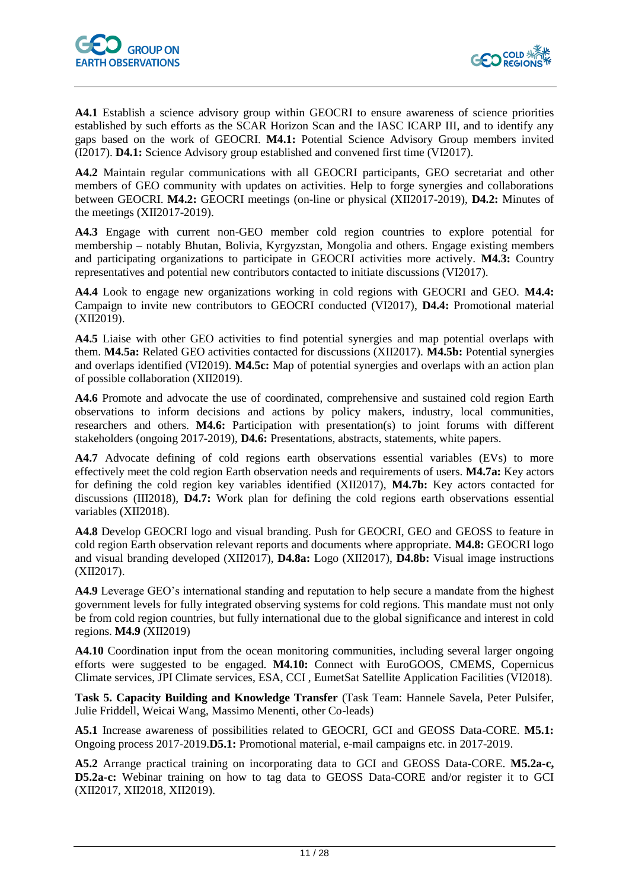**A4.1** Establish a science advisory group within GEOCRI to ensure awareness of science priorities established by such efforts as the SCAR Horizon Scan and the IASC ICARP III, and to identify any gaps based on the work of GEOCRI. **M4.1:** Potential Science Advisory Group members invited (I2017). **D4.1:** Science Advisory group established and convened first time (VI2017).

**A4.2** Maintain regular communications with all GEOCRI participants, GEO secretariat and other members of GEO community with updates on activities. Help to forge synergies and collaborations between GEOCRI. **M4.2:** GEOCRI meetings (on-line or physical (XII2017-2019), **D4.2:** Minutes of the meetings (XII2017-2019).

**A4.3** Engage with current non-GEO member cold region countries to explore potential for membership – notably Bhutan, Bolivia, Kyrgyzstan, Mongolia and others. Engage existing members and participating organizations to participate in GEOCRI activities more actively. **M4.3:** Country representatives and potential new contributors contacted to initiate discussions (VI2017).

**A4.4** Look to engage new organizations working in cold regions with GEOCRI and GEO. **M4.4:** Campaign to invite new contributors to GEOCRI conducted (VI2017), **D4.4:** Promotional material (XII2019).

**A4.5** Liaise with other GEO activities to find potential synergies and map potential overlaps with them. **M4.5a:** Related GEO activities contacted for discussions (XII2017). **M4.5b:** Potential synergies and overlaps identified (VI2019). **M4.5c:** Map of potential synergies and overlaps with an action plan of possible collaboration (XII2019).

**A4.6** Promote and advocate the use of coordinated, comprehensive and sustained cold region Earth observations to inform decisions and actions by policy makers, industry, local communities, researchers and others. **M4.6:** Participation with presentation(s) to joint forums with different stakeholders (ongoing 2017-2019), **D4.6:** Presentations, abstracts, statements, white papers.

**A4.7** Advocate defining of cold regions earth observations essential variables (EVs) to more effectively meet the cold region Earth observation needs and requirements of users. **M4.7a:** Key actors for defining the cold region key variables identified (XII2017), **M4.7b:** Key actors contacted for discussions (III2018), **D4.7:** Work plan for defining the cold regions earth observations essential variables (XII2018).

**A4.8** Develop GEOCRI logo and visual branding. Push for GEOCRI, GEO and GEOSS to feature in cold region Earth observation relevant reports and documents where appropriate. **M4.8:** GEOCRI logo and visual branding developed (XII2017), **D4.8a:** Logo (XII2017), **D4.8b:** Visual image instructions (XII2017).

**A4.9** Leverage GEO's international standing and reputation to help secure a mandate from the highest government levels for fully integrated observing systems for cold regions. This mandate must not only be from cold region countries, but fully international due to the global significance and interest in cold regions. **M4.9** (XII2019)

**A4.10** Coordination input from the ocean monitoring communities, including several larger ongoing efforts were suggested to be engaged. **M4.10:** Connect with EuroGOOS, CMEMS, Copernicus Climate services, JPI Climate services, ESA, CCI , EumetSat Satellite Application Facilities (VI2018).

**Task 5. Capacity Building and Knowledge Transfer** (Task Team: Hannele Savela, Peter Pulsifer, Julie Friddell, Weicai Wang, Massimo Menenti, other Co-leads)

**A5.1** Increase awareness of possibilities related to GEOCRI, GCI and GEOSS Data-CORE. **M5.1:** Ongoing process 2017-2019.**D5.1:** Promotional material, e-mail campaigns etc. in 2017-2019.

**A5.2** Arrange practical training on incorporating data to GCI and GEOSS Data-CORE. **M5.2a-c, D5.2a-c:** Webinar training on how to tag data to GEOSS Data-CORE and/or register it to GCI (XII2017, XII2018, XII2019).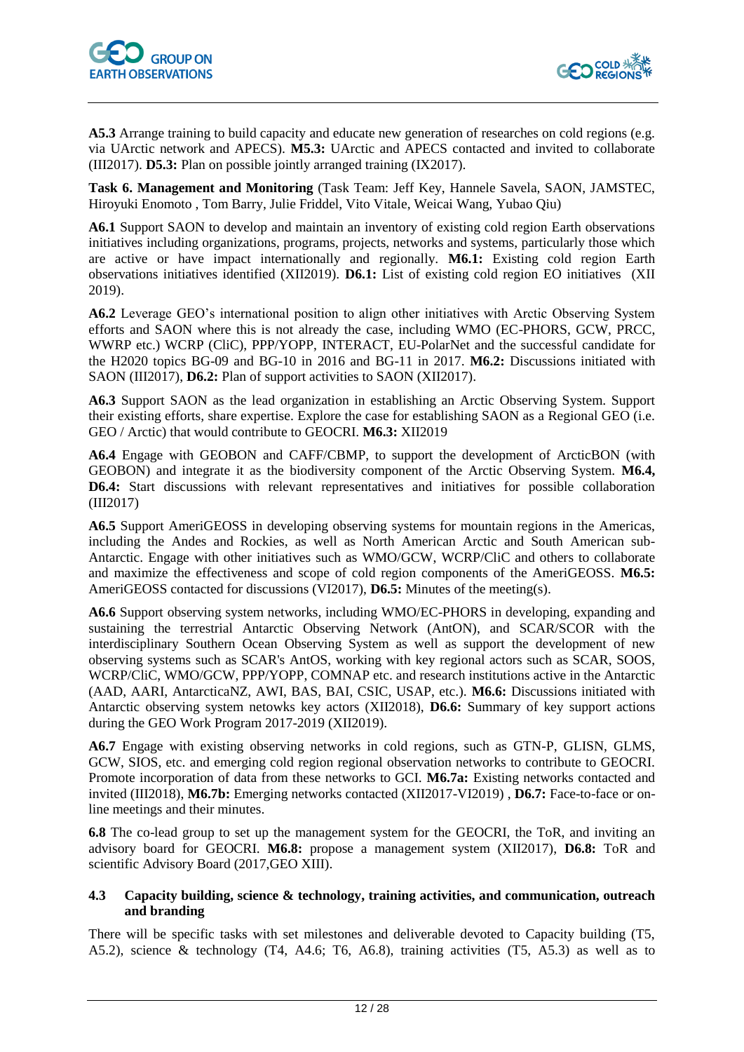**A5.3** Arrange training to build capacity and educate new generation of researches on cold regions (e.g. via UArctic network and APECS). **M5.3:** UArctic and APECS contacted and invited to collaborate (III2017). **D5.3:** Plan on possible jointly arranged training (IX2017).

**Task 6. Management and Monitoring** (Task Team: Jeff Key, Hannele Savela, SAON, JAMSTEC, Hiroyuki Enomoto , Tom Barry, Julie Friddel, Vito Vitale, Weicai Wang, Yubao Qiu)

**A6.1** Support SAON to develop and maintain an inventory of existing cold region Earth observations initiatives including organizations, programs, projects, networks and systems, particularly those which are active or have impact internationally and regionally. **M6.1:** Existing cold region Earth observations initiatives identified (XII2019). **D6.1:** List of existing cold region EO initiatives (XII 2019).

**A6.2** Leverage GEO's international position to align other initiatives with Arctic Observing System efforts and SAON where this is not already the case, including WMO (EC-PHORS, GCW, PRCC, WWRP etc.) WCRP (CliC), PPP/YOPP, INTERACT, EU-PolarNet and the successful candidate for the H2020 topics BG-09 and BG-10 in 2016 and BG-11 in 2017. **M6.2:** Discussions initiated with SAON (III2017), **D6.2:** Plan of support activities to SAON (XII2017).

**A6.3** Support SAON as the lead organization in establishing an Arctic Observing System. Support their existing efforts, share expertise. Explore the case for establishing SAON as a Regional GEO (i.e. GEO / Arctic) that would contribute to GEOCRI. **M6.3:** XII2019

**A6.4** Engage with GEOBON and CAFF/CBMP, to support the development of ArcticBON (with GEOBON) and integrate it as the biodiversity component of the Arctic Observing System. **M6.4, D6.4:** Start discussions with relevant representatives and initiatives for possible collaboration (III2017)

**A6.5** Support AmeriGEOSS in developing observing systems for mountain regions in the Americas, including the Andes and Rockies, as well as North American Arctic and South American sub-Antarctic. Engage with other initiatives such as WMO/GCW, WCRP/CliC and others to collaborate and maximize the effectiveness and scope of cold region components of the AmeriGEOSS. **M6.5:** AmeriGEOSS contacted for discussions (VI2017), **D6.5:** Minutes of the meeting(s).

**A6.6** Support observing system networks, including WMO/EC-PHORS in developing, expanding and sustaining the terrestrial Antarctic Observing Network (AntON), and SCAR/SCOR with the interdisciplinary Southern Ocean Observing System as well as support the development of new observing systems such as SCAR's AntOS, working with key regional actors such as SCAR, SOOS, WCRP/CliC, WMO/GCW, PPP/YOPP, COMNAP etc. and research institutions active in the Antarctic (AAD, AARI, AntarcticaNZ, AWI, BAS, BAI, CSIC, USAP, etc.). **M6.6:** Discussions initiated with Antarctic observing system netowks key actors (XII2018), **D6.6:** Summary of key support actions during the GEO Work Program 2017-2019 (XII2019).

**A6.7** Engage with existing observing networks in cold regions, such as GTN-P, GLISN, GLMS, GCW, SIOS, etc. and emerging cold region regional observation networks to contribute to GEOCRI. Promote incorporation of data from these networks to GCI. **M6.7a:** Existing networks contacted and invited (III2018), **M6.7b:** Emerging networks contacted (XII2017-VI2019) , **D6.7:** Face-to-face or on-line meetings and their minutes.

**6.8** The co-lead group to set up the management system for the GEOCRI, the ToR, and inviting an advisory board for GEOCRI. **M6.8:** propose a management system (XII2017), **D6.8:** ToR and scientific Advisory Board (2017,GEO XIII).

### 4.3 Capacity building, science & technology, training activities, and communication, outreach and branding

There will be specific tasks with set milestones and deliverable devoted to Capacity building (T5, A5.2), science & technology (T4, A4.6; T6, A6.8), training activities (T5, A5.3) as well as to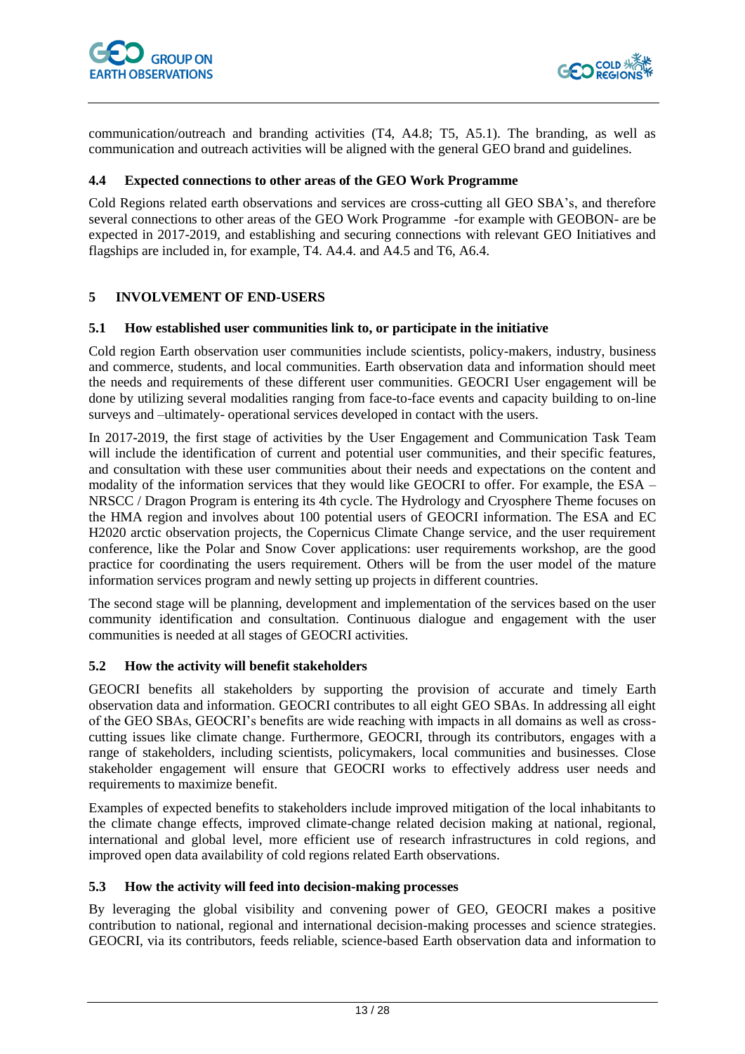communication/outreach and branding activities (T4, A4.8; T5, A5.1). The branding, as well as communication and outreach activities will be aligned with the general GEO brand and guidelines.

### 4.4 Expected connections to other areas of the GEO Work Programme

Cold Regions related earth observations and services are cross-cutting all GEO SBA's, and therefore several connections to other areas of the GEO Work Programme -for example with GEOBON- are be expected in 2017-2019, and establishing and securing connections with relevant GEO Initiatives and flagships are included in, for example, T4. A4.4. and A4.5 and T6, A6.4.

## 5 INVOLVEMENT OF END-USERS

### 5.1 How established user communities link to, or participate in the initiative

Cold region Earth observation user communities include scientists, policy-makers, industry, business and commerce, students, and local communities. Earth observation data and information should meet the needs and requirements of these different user communities. GEOCRI User engagement will be done by utilizing several modalities ranging from face-to-face events and capacity building to on-line surveys and –ultimately- operational services developed in contact with the users.

In 2017-2019, the first stage of activities by the User Engagement and Communication Task Team will include the identification of current and potential user communities, and their specific features, and consultation with these user communities about their needs and expectations on the content and modality of the information services that they would like GEOCRI to offer. For example, the ESA – NRSCC / Dragon Program is entering its 4th cycle. The Hydrology and Cryosphere Theme focuses on the HMA region and involves about 100 potential users of GEOCRI information. The ESA and EC H2020 arctic observation projects, the Copernicus Climate Change service, and the user requirement conference, like the Polar and Snow Cover applications: user requirements workshop, are the good practice for coordinating the users requirement. Others will be from the user model of the mature information services program and newly setting up projects in different countries.

The second stage will be planning, development and implementation of the services based on the user community identification and consultation. Continuous dialogue and engagement with the user communities is needed at all stages of GEOCRI activities.

### 5.2 How the activity will benefit stakeholders

GEOCRI benefits all stakeholders by supporting the provision of accurate and timely Earth observation data and information. GEOCRI contributes to all eight GEO SBAs. In addressing all eight of the GEO SBAs, GEOCRI's benefits are wide reaching with impacts in all domains as well as cross-cutting issues like climate change. Furthermore, GEOCRI, through its contributors, engages with a range of stakeholders, including scientists, policymakers, local communities and businesses. Close stakeholder engagement will ensure that GEOCRI works to effectively address user needs and requirements to maximize benefit.

Examples of expected benefits to stakeholders include improved mitigation of the local inhabitants to the climate change effects, improved climate-change related decision making at national, regional, international and global level, more efficient use of research infrastructures in cold regions, and improved open data availability of cold regions related Earth observations.

### 5.3 How the activity will feed into decision-making processes

By leveraging the global visibility and convening power of GEO, GEOCRI makes a positive contribution to national, regional and international decision-making processes and science strategies. GEOCRI, via its contributors, feeds reliable, science-based Earth observation data and information to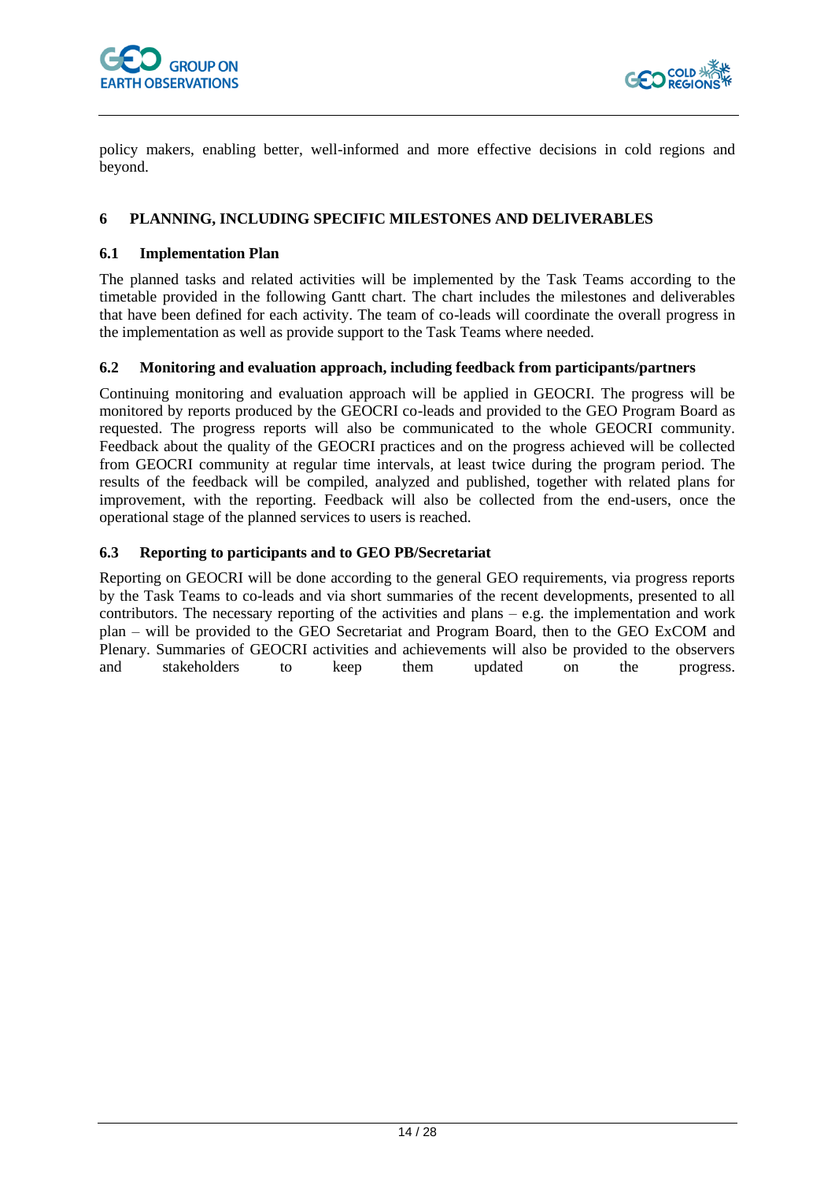policy makers, enabling better, well-informed and more effective decisions in cold regions and beyond.

## 6 PLANNING, INCLUDING SPECIFIC MILESTONES AND DELIVERABLES

### 6.1 Implementation Plan

The planned tasks and related activities will be implemented by the Task Teams according to the timetable provided in the following Gantt chart. The chart includes the milestones and deliverables that have been defined for each activity. The team of co-leads will coordinate the overall progress in the implementation as well as provide support to the Task Teams where needed.

### 6.2 Monitoring and evaluation approach, including feedback from participants/partners

Continuing monitoring and evaluation approach will be applied in GEOCRI. The progress will be monitored by reports produced by the GEOCRI co-leads and provided to the GEO Program Board as requested. The progress reports will also be communicated to the whole GEOCRI community. Feedback about the quality of the GEOCRI practices and on the progress achieved will be collected from GEOCRI community at regular time intervals, at least twice during the program period. The results of the feedback will be compiled, analyzed and published, together with related plans for improvement, with the reporting. Feedback will also be collected from the end-users, once the operational stage of the planned services to users is reached.

### 6.3 Reporting to participants and to GEO PB/Secretariat

Reporting on GEOCRI will be done according to the general GEO requirements, via progress reports by the Task Teams to co-leads and via short summaries of the recent developments, presented to all contributors. The necessary reporting of the activities and plans – e.g. the implementation and work plan – will be provided to the GEO Secretariat and Program Board, then to the GEO ExCOM and Plenary. Summaries of GEOCRI activities and achievements will also be provided to the observers and stakeholders to keep them updated on the progress.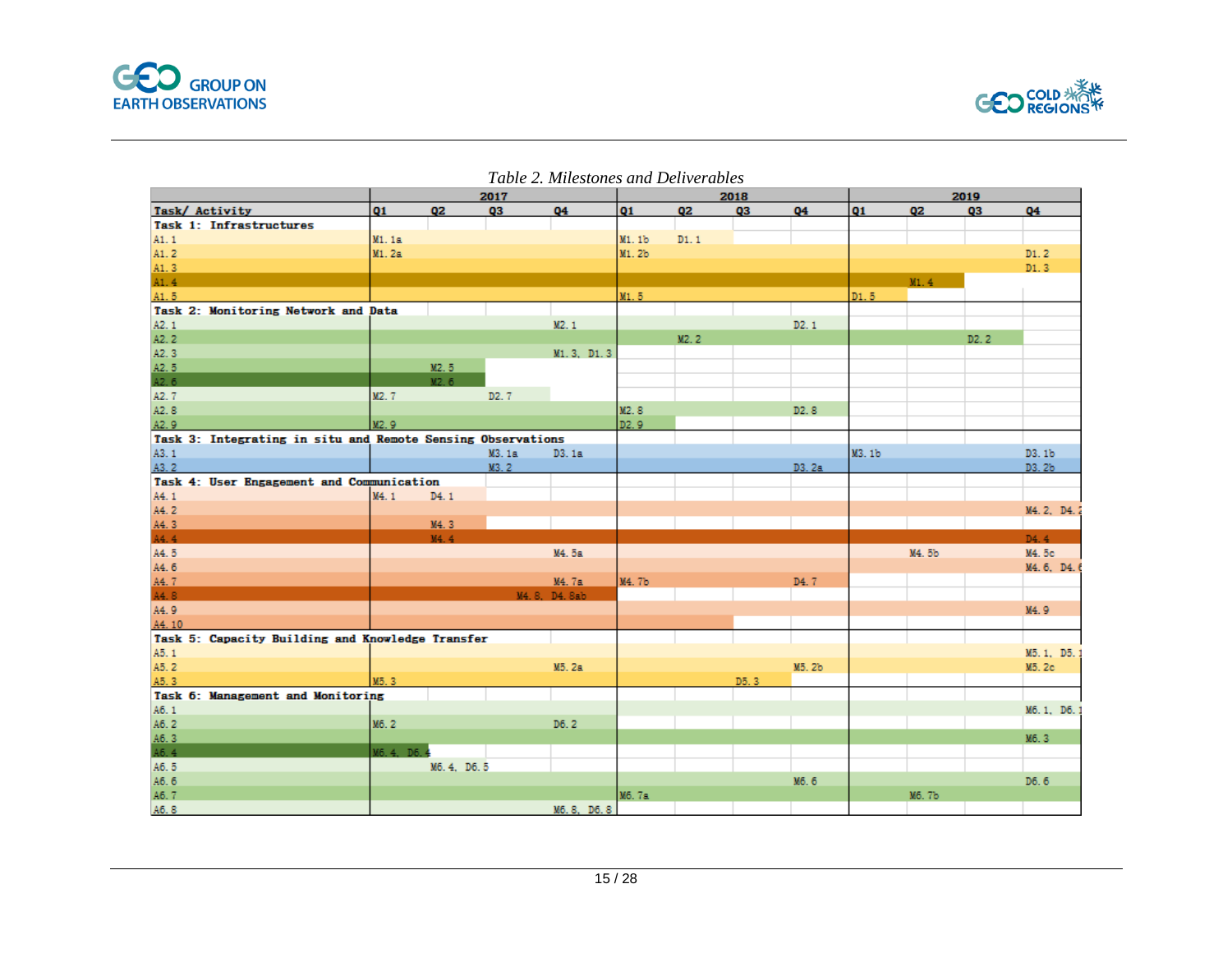*Table 2. Milestones and Deliverables*

| Task/ Activity | 2017 Q1 | 2017 Q2 | 2017 Q3 | 2017 Q4 | 2018 Q1 | 2018 Q2 | 2018 Q3 | 2018 Q4 | 2019 Q1 | 2019 Q2 | 2019 Q3 | 2019 Q4 |
|---|---|---|---|---|---|---|---|---|---|---|---|---|
| **Task 1: Infrastructures** | | | | | | | | | | | | |
| A1.1 | M1.1a | | | | M1.1b | D1.1 | | | | | | |
| A1.2 | M1.2a | | | | M1.2b | | | | | | | D1.2 |
| A1.3 | | | | | | | | | | | | D1.3 |
| A1.4 | | | | | | | | | | M1.4 | | |
| A1.5 | | | | | M1.5 | | | | D1.5 | | | |
| **Task 2: Monitoring Network and Data** | | | | | | | | | | | | |
| A2.1 | | | | M2.1 | | | | D2.1 | | | | |
| A2.2 | | | | | | M2.2 | | | | | D2.2 | |
| A2.3 | | | | M1.3, D1.3 | | | | | | | | |
| A2.5 | | M2.5 | | | | | | | | | | |
| A2.6 | | M2.6 | | | | | | | | | | |
| A2.7 | M2.7 | | D2.7 | | | | | | | | | |
| A2.8 | | | | | M2.8 | | | D2.8 | | | | |
| A2.9 | M2.9 | | | | D2.9 | | | | | | | |
| **Task 3: Integrating in situ and Remote Sensing Observations** | | | | | | | | | | | | |
| A3.1 | | | M3.1a | D3.1a | | | | | M3.1b | | | D3.1b |
| A3.2 | | | M3.2 | | | | | D3.2a | | | | D3.2b |
| **Task 4: User Engagement and Communication** | | | | | | | | | | | | |
| A4.1 | M4.1 | D4.1 | | | | | | | | | | |
| A4.2 | | | | | | | | | | | | M4.2, D4.2 |
| A4.3 | | M4.3 | | | | | | | | | | |
| A4.4 | | M4.4 | | | | | | | | | | D4.4 |
| A4.5 | | | | M4.5a | | | | | | M4.5b | | M4.5c |
| A4.6 | | | | | | | | | | | | M4.6, D4.6 |
| A4.7 | | | | M4.7a | M4.7b | | | D4.7 | | | | |
| A4.8 | | | M4.8, D4.8ab | | | | | | | | | |
| A4.9 | | | | | | | | | | | | M4.9 |
| A4.10 | | | | | | | | | | | | |
| **Task 5: Capacity Building and Knowledge Transfer** | | | | | | | | | | | | |
| A5.1 | | | | | | | | | | | | M5.1, D5.1 |
| A5.2 | | | | M5.2a | | | | M5.2b | | | | M5.2c |
| A5.3 | M5.3 | | | | | | D5.3 | | | | | |
| **Task 6: Management and Monitoring** | | | | | | | | | | | | |
| A6.1 | | | | | | | | | | | | M6.1, D6.1 |
| A6.2 | M6.2 | | | D6.2 | | | | | | | | |
| A6.3 | | | | | | | | | | | | M6.3 |
| A6.4 | M6.4, D6.4 | | | | | | | | | | | |
| A6.5 | | M6.4, D6.5 | | | | | | | | | | |
| A6.6 | | | | | | | | M6.6 | | | | D6.6 |
| A6.7 | | | | | M6.7a | | | | | M6.7b | | |
| A6.8 | | | | M6.8, D6.8 | | | | | | | | |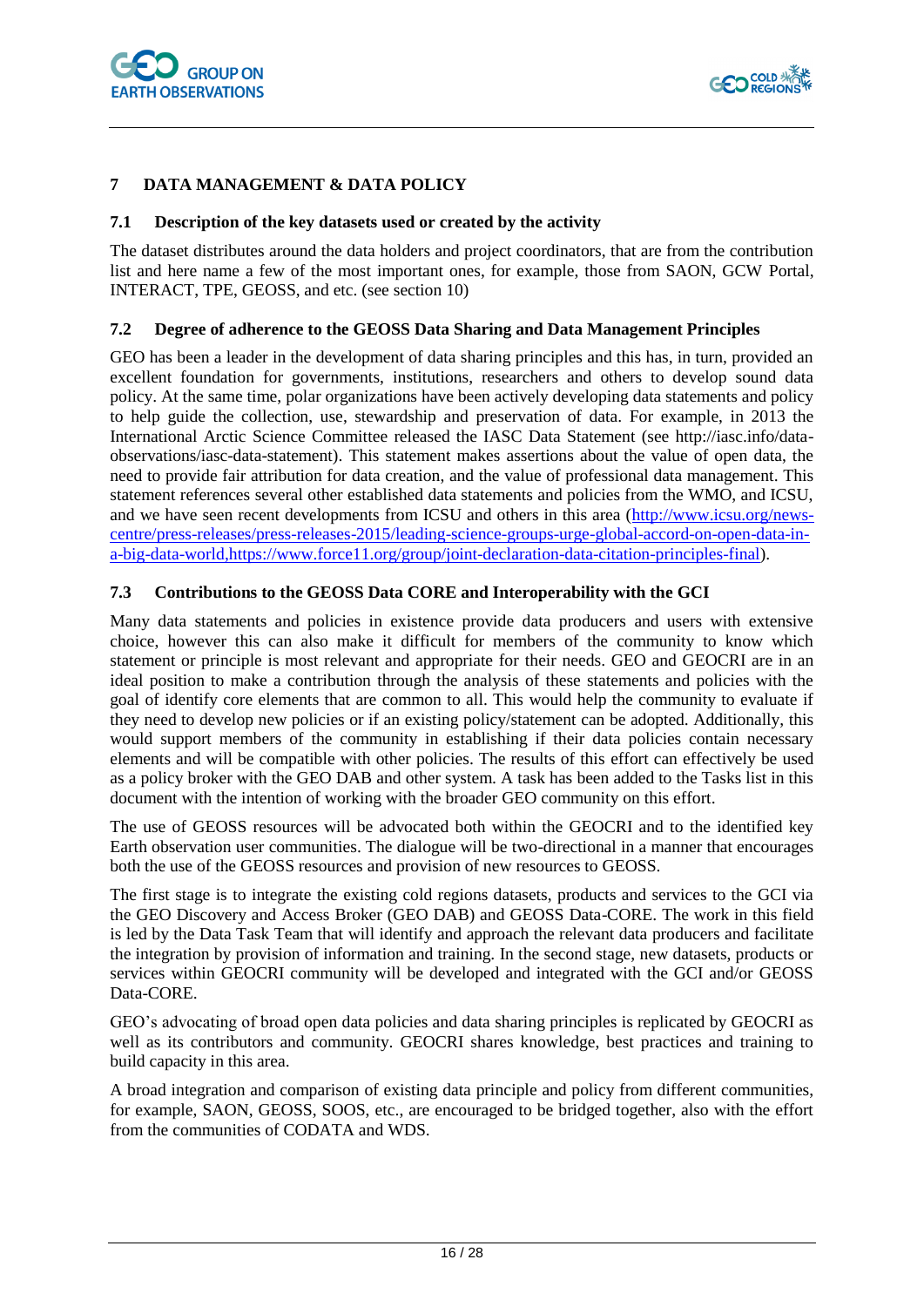## 7 DATA MANAGEMENT & DATA POLICY

### 7.1 Description of the key datasets used or created by the activity

The dataset distributes around the data holders and project coordinators, that are from the contribution list and here name a few of the most important ones, for example, those from SAON, GCW Portal, INTERACT, TPE, GEOSS, and etc. (see section 10)

### 7.2 Degree of adherence to the GEOSS Data Sharing and Data Management Principles

GEO has been a leader in the development of data sharing principles and this has, in turn, provided an excellent foundation for governments, institutions, researchers and others to develop sound data policy. At the same time, polar organizations have been actively developing data statements and policy to help guide the collection, use, stewardship and preservation of data. For example, in 2013 the International Arctic Science Committee released the IASC Data Statement (see http://iasc.info/data-observations/iasc-data-statement). This statement makes assertions about the value of open data, the need to provide fair attribution for data creation, and the value of professional data management. This statement references several other established data statements and policies from the WMO, and ICSU, and we have seen recent developments from ICSU and others in this area (http://www.icsu.org/news-centre/press-releases/press-releases-2015/leading-science-groups-urge-global-accord-on-open-data-in-a-big-data-world,https://www.force11.org/group/joint-declaration-data-citation-principles-final).

### 7.3 Contributions to the GEOSS Data CORE and Interoperability with the GCI

Many data statements and policies in existence provide data producers and users with extensive choice, however this can also make it difficult for members of the community to know which statement or principle is most relevant and appropriate for their needs. GEO and GEOCRI are in an ideal position to make a contribution through the analysis of these statements and policies with the goal of identify core elements that are common to all. This would help the community to evaluate if they need to develop new policies or if an existing policy/statement can be adopted. Additionally, this would support members of the community in establishing if their data policies contain necessary elements and will be compatible with other policies. The results of this effort can effectively be used as a policy broker with the GEO DAB and other system. A task has been added to the Tasks list in this document with the intention of working with the broader GEO community on this effort.

The use of GEOSS resources will be advocated both within the GEOCRI and to the identified key Earth observation user communities. The dialogue will be two-directional in a manner that encourages both the use of the GEOSS resources and provision of new resources to GEOSS.

The first stage is to integrate the existing cold regions datasets, products and services to the GCI via the GEO Discovery and Access Broker (GEO DAB) and GEOSS Data-CORE. The work in this field is led by the Data Task Team that will identify and approach the relevant data producers and facilitate the integration by provision of information and training. In the second stage, new datasets, products or services within GEOCRI community will be developed and integrated with the GCI and/or GEOSS Data-CORE.

GEO's advocating of broad open data policies and data sharing principles is replicated by GEOCRI as well as its contributors and community. GEOCRI shares knowledge, best practices and training to build capacity in this area.

A broad integration and comparison of existing data principle and policy from different communities, for example, SAON, GEOSS, SOOS, etc., are encouraged to be bridged together, also with the effort from the communities of CODATA and WDS.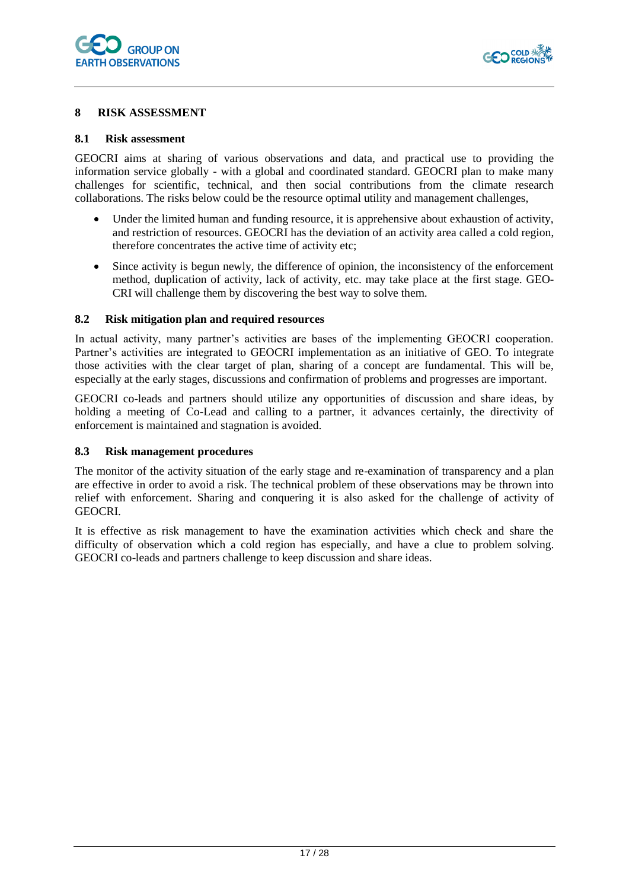# 8 RISK ASSESSMENT

## 8.1 Risk assessment

GEOCRI aims at sharing of various observations and data, and practical use to providing the information service globally - with a global and coordinated standard. GEOCRI plan to make many challenges for scientific, technical, and then social contributions from the climate research collaborations. The risks below could be the resource optimal utility and management challenges,

- Under the limited human and funding resource, it is apprehensive about exhaustion of activity, and restriction of resources. GEOCRI has the deviation of an activity area called a cold region, therefore concentrates the active time of activity etc;
- Since activity is begun newly, the difference of opinion, the inconsistency of the enforcement method, duplication of activity, lack of activity, etc. may take place at the first stage. GEO-CRI will challenge them by discovering the best way to solve them.

## 8.2 Risk mitigation plan and required resources

In actual activity, many partner's activities are bases of the implementing GEOCRI cooperation. Partner's activities are integrated to GEOCRI implementation as an initiative of GEO. To integrate those activities with the clear target of plan, sharing of a concept are fundamental. This will be, especially at the early stages, discussions and confirmation of problems and progresses are important.

GEOCRI co-leads and partners should utilize any opportunities of discussion and share ideas, by holding a meeting of Co-Lead and calling to a partner, it advances certainly, the directivity of enforcement is maintained and stagnation is avoided.

## 8.3 Risk management procedures

The monitor of the activity situation of the early stage and re-examination of transparency and a plan are effective in order to avoid a risk. The technical problem of these observations may be thrown into relief with enforcement. Sharing and conquering it is also asked for the challenge of activity of GEOCRI.

It is effective as risk management to have the examination activities which check and share the difficulty of observation which a cold region has especially, and have a clue to problem solving. GEOCRI co-leads and partners challenge to keep discussion and share ideas.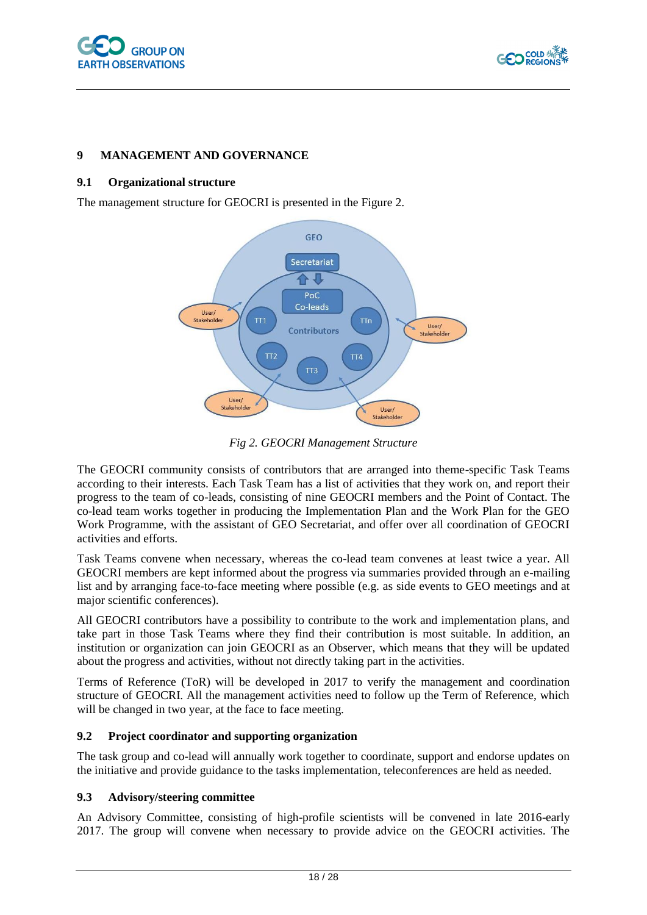# 9 MANAGEMENT AND GOVERNANCE

## 9.1 Organizational structure

The management structure for GEOCRI is presented in the Figure 2.

*Fig 2. GEOCRI Management Structure*

The GEOCRI community consists of contributors that are arranged into theme-specific Task Teams according to their interests. Each Task Team has a list of activities that they work on, and report their progress to the team of co-leads, consisting of nine GEOCRI members and the Point of Contact. The co-lead team works together in producing the Implementation Plan and the Work Plan for the GEO Work Programme, with the assistant of GEO Secretariat, and offer over all coordination of GEOCRI activities and efforts.

Task Teams convene when necessary, whereas the co-lead team convenes at least twice a year. All GEOCRI members are kept informed about the progress via summaries provided through an e-mailing list and by arranging face-to-face meeting where possible (e.g. as side events to GEO meetings and at major scientific conferences).

All GEOCRI contributors have a possibility to contribute to the work and implementation plans, and take part in those Task Teams where they find their contribution is most suitable. In addition, an institution or organization can join GEOCRI as an Observer, which means that they will be updated about the progress and activities, without not directly taking part in the activities.

Terms of Reference (ToR) will be developed in 2017 to verify the management and coordination structure of GEOCRI. All the management activities need to follow up the Term of Reference, which will be changed in two year, at the face to face meeting.

## 9.2 Project coordinator and supporting organization

The task group and co-lead will annually work together to coordinate, support and endorse updates on the initiative and provide guidance to the tasks implementation, teleconferences are held as needed.

## 9.3 Advisory/steering committee

An Advisory Committee, consisting of high-profile scientists will be convened in late 2016-early 2017. The group will convene when necessary to provide advice on the GEOCRI activities. The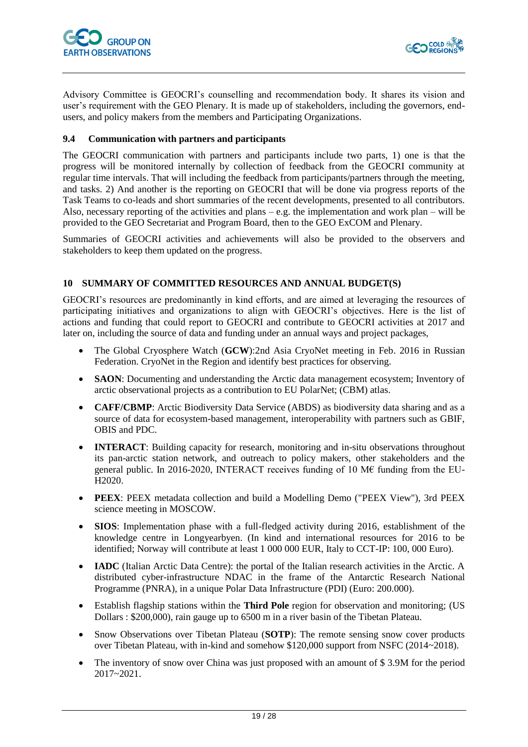Advisory Committee is GEOCRI's counselling and recommendation body. It shares its vision and user's requirement with the GEO Plenary. It is made up of stakeholders, including the governors, end-users, and policy makers from the members and Participating Organizations.

### 9.4 Communication with partners and participants

The GEOCRI communication with partners and participants include two parts, 1) one is that the progress will be monitored internally by collection of feedback from the GEOCRI community at regular time intervals. That will including the feedback from participants/partners through the meeting, and tasks. 2) And another is the reporting on GEOCRI that will be done via progress reports of the Task Teams to co-leads and short summaries of the recent developments, presented to all contributors. Also, necessary reporting of the activities and plans – e.g. the implementation and work plan – will be provided to the GEO Secretariat and Program Board, then to the GEO ExCOM and Plenary.

Summaries of GEOCRI activities and achievements will also be provided to the observers and stakeholders to keep them updated on the progress.

## 10 SUMMARY OF COMMITTED RESOURCES AND ANNUAL BUDGET(S)

GEOCRI's resources are predominantly in kind efforts, and are aimed at leveraging the resources of participating initiatives and organizations to align with GEOCRI's objectives. Here is the list of actions and funding that could report to GEOCRI and contribute to GEOCRI activities at 2017 and later on, including the source of data and funding under an annual ways and project packages,

- The Global Cryosphere Watch (**GCW**):2nd Asia CryoNet meeting in Feb. 2016 in Russian Federation. CryoNet in the Region and identify best practices for observing.
- **SAON**: Documenting and understanding the Arctic data management ecosystem; Inventory of arctic observational projects as a contribution to EU PolarNet; (CBM) atlas.
- **CAFF/CBMP**: Arctic Biodiversity Data Service (ABDS) as biodiversity data sharing and as a source of data for ecosystem-based management, interoperability with partners such as GBIF, OBIS and PDC.
- **INTERACT**: Building capacity for research, monitoring and in-situ observations throughout its pan-arctic station network, and outreach to policy makers, other stakeholders and the general public. In 2016-2020, INTERACT receives funding of 10 M€ funding from the EU-H2020.
- **PEEX**: PEEX metadata collection and build a Modelling Demo ("PEEX View"), 3rd PEEX science meeting in MOSCOW.
- **SIOS**: Implementation phase with a full-fledged activity during 2016, establishment of the knowledge centre in Longyearbyen. (In kind and international resources for 2016 to be identified; Norway will contribute at least 1 000 000 EUR, Italy to CCT-IP: 100, 000 Euro).
- **IADC** (Italian Arctic Data Centre): the portal of the Italian research activities in the Arctic. A distributed cyber-infrastructure NDAC in the frame of the Antarctic Research National Programme (PNRA), in a unique Polar Data Infrastructure (PDI) (Euro: 200.000).
- Establish flagship stations within the **Third Pole** region for observation and monitoring; (US Dollars : $200,000), rain gauge up to 6500 m in a river basin of the Tibetan Plateau.
- Snow Observations over Tibetan Plateau (**SOTP**): The remote sensing snow cover products over Tibetan Plateau, with in-kind and somehow $120,000 support from NSFC (2014~2018).
- The inventory of snow over China was just proposed with an amount of $ 3.9M for the period 2017~2021.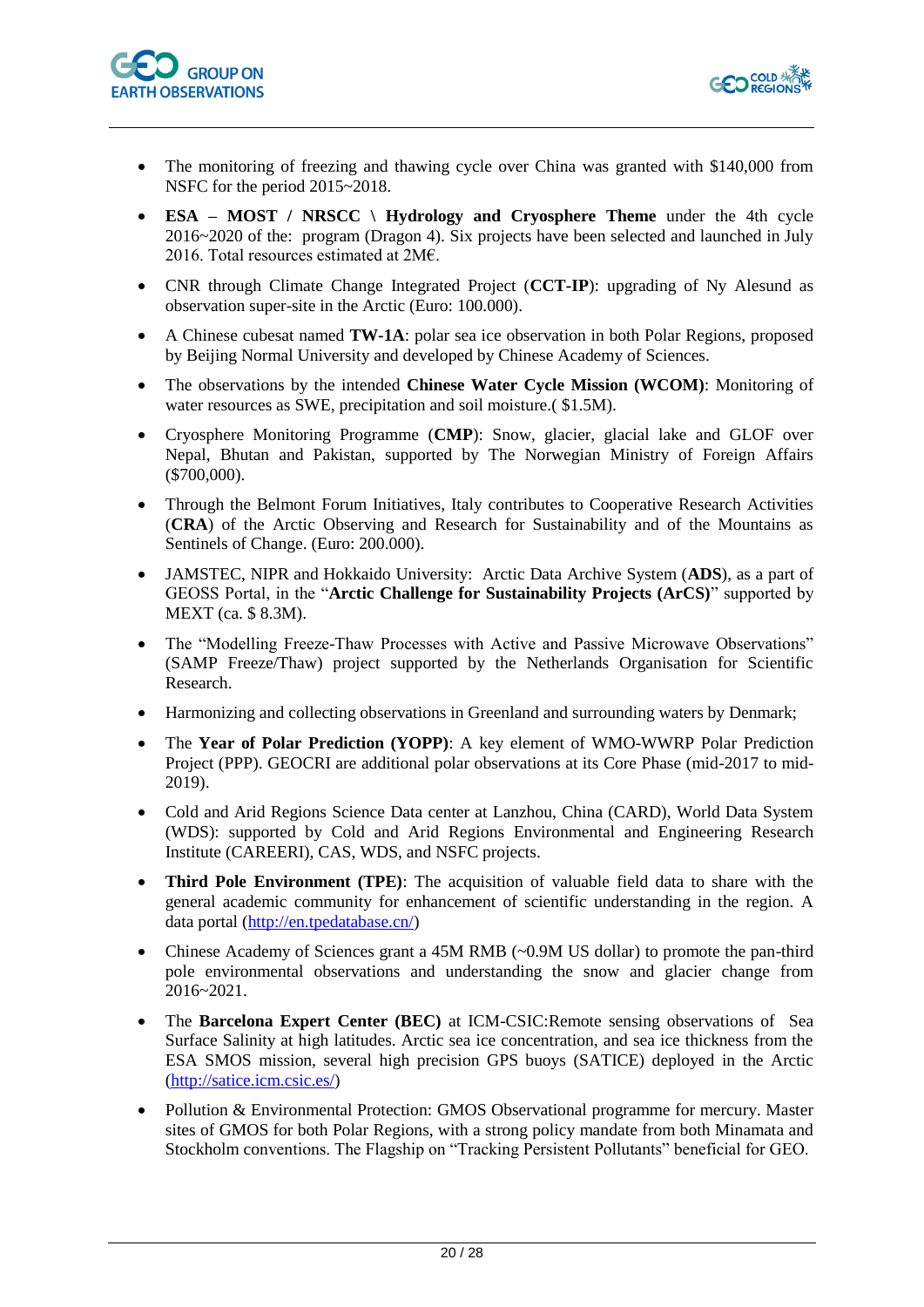- The monitoring of freezing and thawing cycle over China was granted with $140,000 from NSFC for the period 2015~2018.
- **ESA – MOST / NRSCC \ Hydrology and Cryosphere Theme** under the 4th cycle 2016~2020 of the: program (Dragon 4). Six projects have been selected and launched in July 2016. Total resources estimated at 2M€.
- CNR through Climate Change Integrated Project (**CCT-IP**): upgrading of Ny Alesund as observation super-site in the Arctic (Euro: 100.000).
- A Chinese cubesat named **TW-1A**: polar sea ice observation in both Polar Regions, proposed by Beijing Normal University and developed by Chinese Academy of Sciences.
- The observations by the intended **Chinese Water Cycle Mission (WCOM)**: Monitoring of water resources as SWE, precipitation and soil moisture.( $1.5M).
- Cryosphere Monitoring Programme (**CMP**): Snow, glacier, glacial lake and GLOF over Nepal, Bhutan and Pakistan, supported by The Norwegian Ministry of Foreign Affairs ($700,000).
- Through the Belmont Forum Initiatives, Italy contributes to Cooperative Research Activities (**CRA**) of the Arctic Observing and Research for Sustainability and of the Mountains as Sentinels of Change. (Euro: 200.000).
- JAMSTEC, NIPR and Hokkaido University: Arctic Data Archive System (**ADS**), as a part of GEOSS Portal, in the "**Arctic Challenge for Sustainability Projects (ArCS)**" supported by MEXT (ca. $ 8.3M).
- The "Modelling Freeze-Thaw Processes with Active and Passive Microwave Observations" (SAMP Freeze/Thaw) project supported by the Netherlands Organisation for Scientific Research.
- Harmonizing and collecting observations in Greenland and surrounding waters by Denmark;
- The **Year of Polar Prediction (YOPP)**: A key element of WMO-WWRP Polar Prediction Project (PPP). GEOCRI are additional polar observations at its Core Phase (mid-2017 to mid-2019).
- Cold and Arid Regions Science Data center at Lanzhou, China (CARD), World Data System (WDS): supported by Cold and Arid Regions Environmental and Engineering Research Institute (CAREERI), CAS, WDS, and NSFC projects.
- **Third Pole Environment (TPE)**: The acquisition of valuable field data to share with the general academic community for enhancement of scientific understanding in the region. A data portal (http://en.tpedatabase.cn/)
- Chinese Academy of Sciences grant a 45M RMB (~0.9M US dollar) to promote the pan-third pole environmental observations and understanding the snow and glacier change from 2016~2021.
- The **Barcelona Expert Center (BEC)** at ICM-CSIC:Remote sensing observations of Sea Surface Salinity at high latitudes. Arctic sea ice concentration, and sea ice thickness from the ESA SMOS mission, several high precision GPS buoys (SATICE) deployed in the Arctic (http://satice.icm.csic.es/)
- Pollution & Environmental Protection: GMOS Observational programme for mercury. Master sites of GMOS for both Polar Regions, with a strong policy mandate from both Minamata and Stockholm conventions. The Flagship on "Tracking Persistent Pollutants" beneficial for GEO.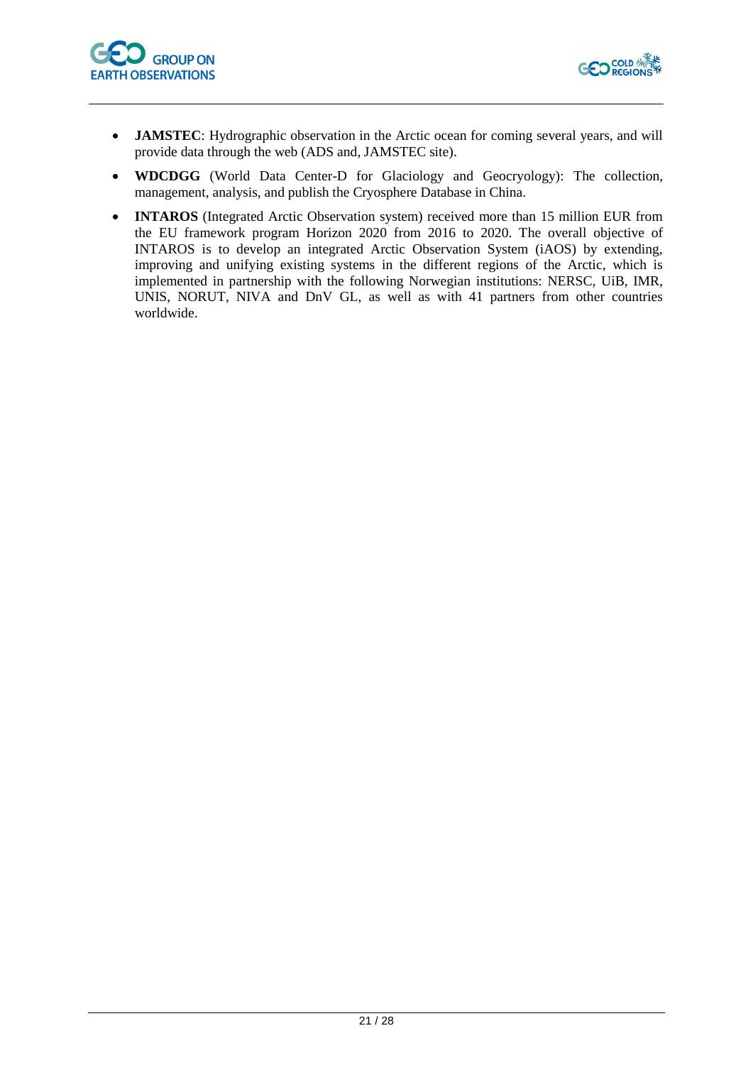- **JAMSTEC**: Hydrographic observation in the Arctic ocean for coming several years, and will provide data through the web (ADS and, JAMSTEC site).
- **WDCDGG** (World Data Center-D for Glaciology and Geocryology): The collection, management, analysis, and publish the Cryosphere Database in China.
- **INTAROS** (Integrated Arctic Observation system) received more than 15 million EUR from the EU framework program Horizon 2020 from 2016 to 2020. The overall objective of INTAROS is to develop an integrated Arctic Observation System (iAOS) by extending, improving and unifying existing systems in the different regions of the Arctic, which is implemented in partnership with the following Norwegian institutions: NERSC, UiB, IMR, UNIS, NORUT, NIVA and DnV GL, as well as with 41 partners from other countries worldwide.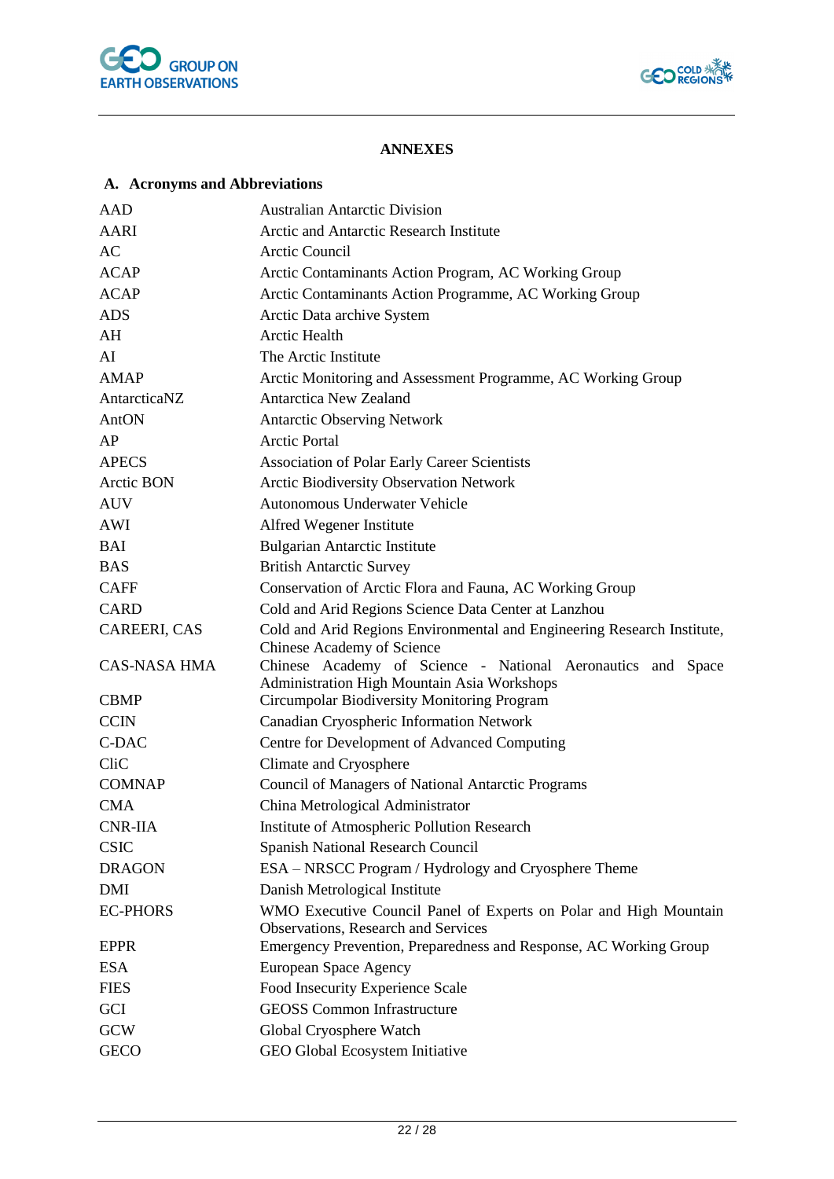# ANNEXES

## A. Acronyms and Abbreviations

| | |
|---|---|
| AAD | Australian Antarctic Division |
| AARI | Arctic and Antarctic Research Institute |
| AC | Arctic Council |
| ACAP | Arctic Contaminants Action Program, AC Working Group |
| ACAP | Arctic Contaminants Action Programme, AC Working Group |
| ADS | Arctic Data archive System |
| AH | Arctic Health |
| AI | The Arctic Institute |
| AMAP | Arctic Monitoring and Assessment Programme, AC Working Group |
| AntarcticaNZ | Antarctica New Zealand |
| AntON | Antarctic Observing Network |
| AP | Arctic Portal |
| APECS | Association of Polar Early Career Scientists |
| Arctic BON | Arctic Biodiversity Observation Network |
| AUV | Autonomous Underwater Vehicle |
| AWI | Alfred Wegener Institute |
| BAI | Bulgarian Antarctic Institute |
| BAS | British Antarctic Survey |
| CAFF | Conservation of Arctic Flora and Fauna, AC Working Group |
| CARD | Cold and Arid Regions Science Data Center at Lanzhou |
| CAREERI, CAS | Cold and Arid Regions Environmental and Engineering Research Institute, Chinese Academy of Science |
| CAS-NASA HMA | Chinese Academy of Science - National Aeronautics and Space Administration High Mountain Asia Workshops |
| CBMP | Circumpolar Biodiversity Monitoring Program |
| CCIN | Canadian Cryospheric Information Network |
| C-DAC | Centre for Development of Advanced Computing |
| CliC | Climate and Cryosphere |
| COMNAP | Council of Managers of National Antarctic Programs |
| CMA | China Metrological Administrator |
| CNR-IIA | Institute of Atmospheric Pollution Research |
| CSIC | Spanish National Research Council |
| DRAGON | ESA – NRSCC Program / Hydrology and Cryosphere Theme |
| DMI | Danish Metrological Institute |
| EC-PHORS | WMO Executive Council Panel of Experts on Polar and High Mountain Observations, Research and Services |
| EPPR | Emergency Prevention, Preparedness and Response, AC Working Group |
| ESA | European Space Agency |
| FIES | Food Insecurity Experience Scale |
| GCI | GEOSS Common Infrastructure |
| GCW | Global Cryosphere Watch |
| GECO | GEO Global Ecosystem Initiative |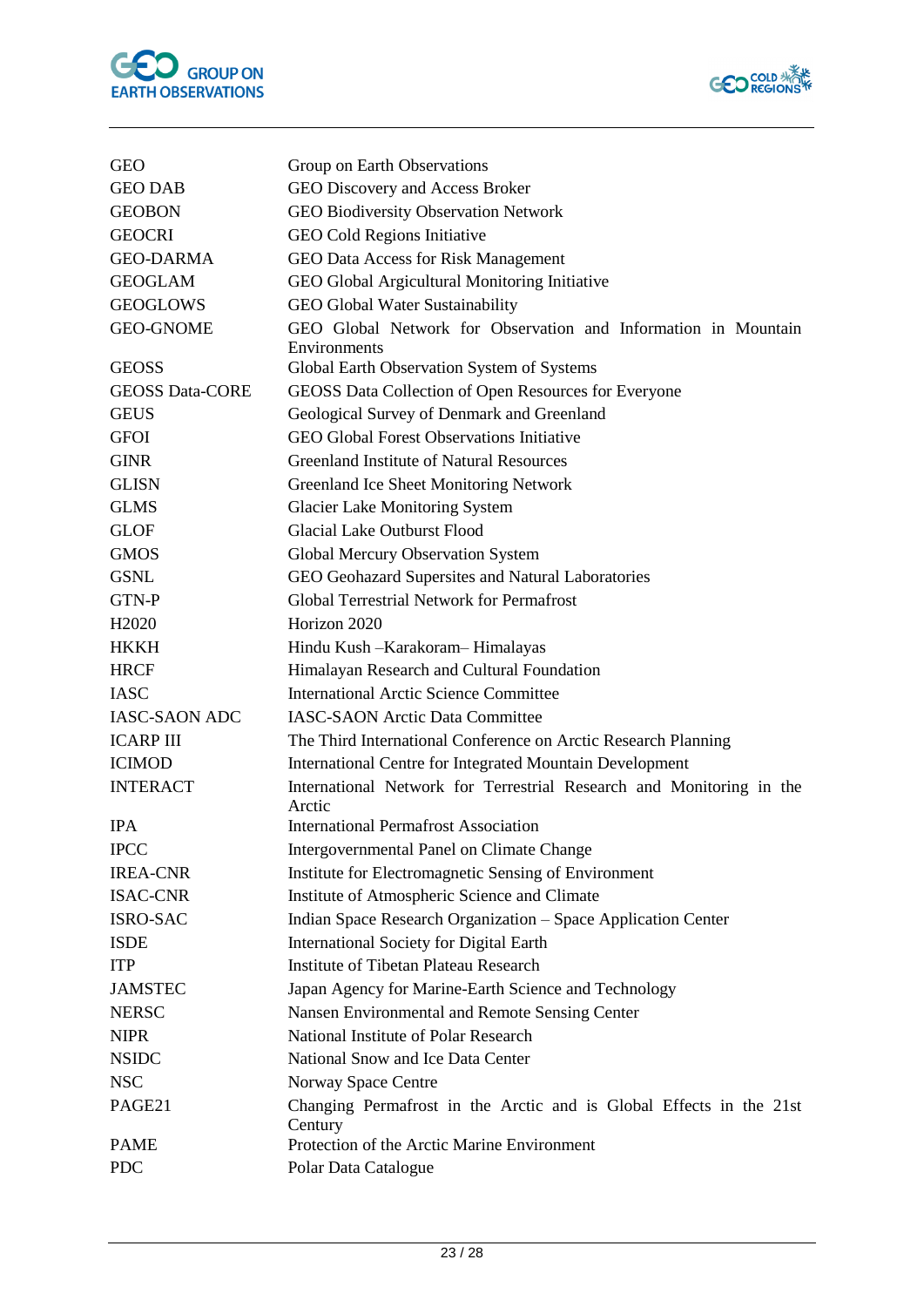| | |
|---|---|
| GEO | Group on Earth Observations |
| GEO DAB | GEO Discovery and Access Broker |
| GEOBON | GEO Biodiversity Observation Network |
| GEOCRI | GEO Cold Regions Initiative |
| GEO-DARMA | GEO Data Access for Risk Management |
| GEOGLAM | GEO Global Argicultural Monitoring Initiative |
| GEOGLOWS | GEO Global Water Sustainability |
| GEO-GNOME | GEO Global Network for Observation and Information in Mountain Environments |
| GEOSS | Global Earth Observation System of Systems |
| GEOSS Data-CORE | GEOSS Data Collection of Open Resources for Everyone |
| GEUS | Geological Survey of Denmark and Greenland |
| GFOI | GEO Global Forest Observations Initiative |
| GINR | Greenland Institute of Natural Resources |
| GLISN | Greenland Ice Sheet Monitoring Network |
| GLMS | Glacier Lake Monitoring System |
| GLOF | Glacial Lake Outburst Flood |
| GMOS | Global Mercury Observation System |
| GSNL | GEO Geohazard Supersites and Natural Laboratories |
| GTN-P | Global Terrestrial Network for Permafrost |
| H2020 | Horizon 2020 |
| HKKH | Hindu Kush –Karakoram– Himalayas |
| HRCF | Himalayan Research and Cultural Foundation |
| IASC | International Arctic Science Committee |
| IASC-SAON ADC | IASC-SAON Arctic Data Committee |
| ICARP III | The Third International Conference on Arctic Research Planning |
| ICIMOD | International Centre for Integrated Mountain Development |
| INTERACT | International Network for Terrestrial Research and Monitoring in the Arctic |
| IPA | International Permafrost Association |
| IPCC | Intergovernmental Panel on Climate Change |
| IREA-CNR | Institute for Electromagnetic Sensing of Environment |
| ISAC-CNR | Institute of Atmospheric Science and Climate |
| ISRO-SAC | Indian Space Research Organization – Space Application Center |
| ISDE | International Society for Digital Earth |
| ITP | Institute of Tibetan Plateau Research |
| JAMSTEC | Japan Agency for Marine-Earth Science and Technology |
| NERSC | Nansen Environmental and Remote Sensing Center |
| NIPR | National Institute of Polar Research |
| NSIDC | National Snow and Ice Data Center |
| NSC | Norway Space Centre |
| PAGE21 | Changing Permafrost in the Arctic and is Global Effects in the 21st Century |
| PAME | Protection of the Arctic Marine Environment |
| PDC | Polar Data Catalogue |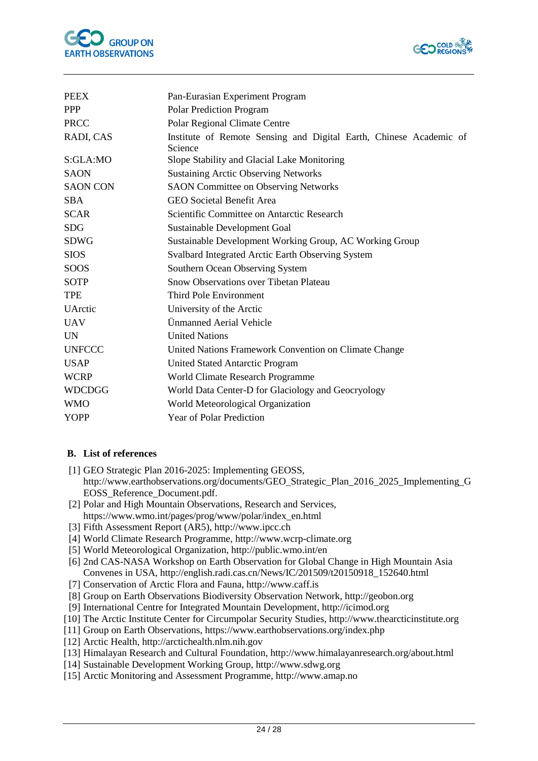| | |
|---|---|
| PEEX | Pan-Eurasian Experiment Program |
| PPP | Polar Prediction Program |
| PRCC | Polar Regional Climate Centre |
| RADI, CAS | Institute of Remote Sensing and Digital Earth, Chinese Academic of Science |
| S:GLA:MO | Slope Stability and Glacial Lake Monitoring |
| SAON | Sustaining Arctic Observing Networks |
| SAON CON | SAON Committee on Observing Networks |
| SBA | GEO Societal Benefit Area |
| SCAR | Scientific Committee on Antarctic Research |
| SDG | Sustainable Development Goal |
| SDWG | Sustainable Development Working Group, AC Working Group |
| SIOS | Svalbard Integrated Arctic Earth Observing System |
| SOOS | Southern Ocean Observing System |
| SOTP | Snow Observations over Tibetan Plateau |
| TPE | Third Pole Environment |
| UArctic | University of the Arctic |
| UAV | Ünmanned Aerial Vehicle |
| UN | United Nations |
| UNFCCC | United Nations Framework Convention on Climate Change |
| USAP | United Stated Antarctic Program |
| WCRP | World Climate Research Programme |
| WDCDGG | World Data Center-D for Glaciology and Geocryology |
| WMO | World Meteorological Organization |
| YOPP | Year of Polar Prediction |

## B. List of references

[1] GEO Strategic Plan 2016-2025: Implementing GEOSS, http://www.earthobservations.org/documents/GEO_Strategic_Plan_2016_2025_Implementing_GEOSS_Reference_Document.pdf.
[2] Polar and High Mountain Observations, Research and Services, https://www.wmo.int/pages/prog/www/polar/index_en.html
[3] Fifth Assessment Report (AR5), http://www.ipcc.ch
[4] World Climate Research Programme, http://www.wcrp-climate.org
[5] World Meteorological Organization, http://public.wmo.int/en
[6] 2nd CAS-NASA Workshop on Earth Observation for Global Change in High Mountain Asia Convenes in USA, http://english.radi.cas.cn/News/IC/201509/t20150918_152640.html
[7] Conservation of Arctic Flora and Fauna, http://www.caff.is
[8] Group on Earth Observations Biodiversity Observation Network, http://geobon.org
[9] International Centre for Integrated Mountain Development, http://icimod.org
[10] The Arctic Institute Center for Circumpolar Security Studies, http://www.thearcticinstitute.org
[11] Group on Earth Observations, https://www.earthobservations.org/index.php
[12] Arctic Health, http://arctichealth.nlm.nih.gov
[13] Himalayan Research and Cultural Foundation, http://www.himalayanresearch.org/about.html
[14] Sustainable Development Working Group, http://www.sdwg.org
[15] Arctic Monitoring and Assessment Programme, http://www.amap.no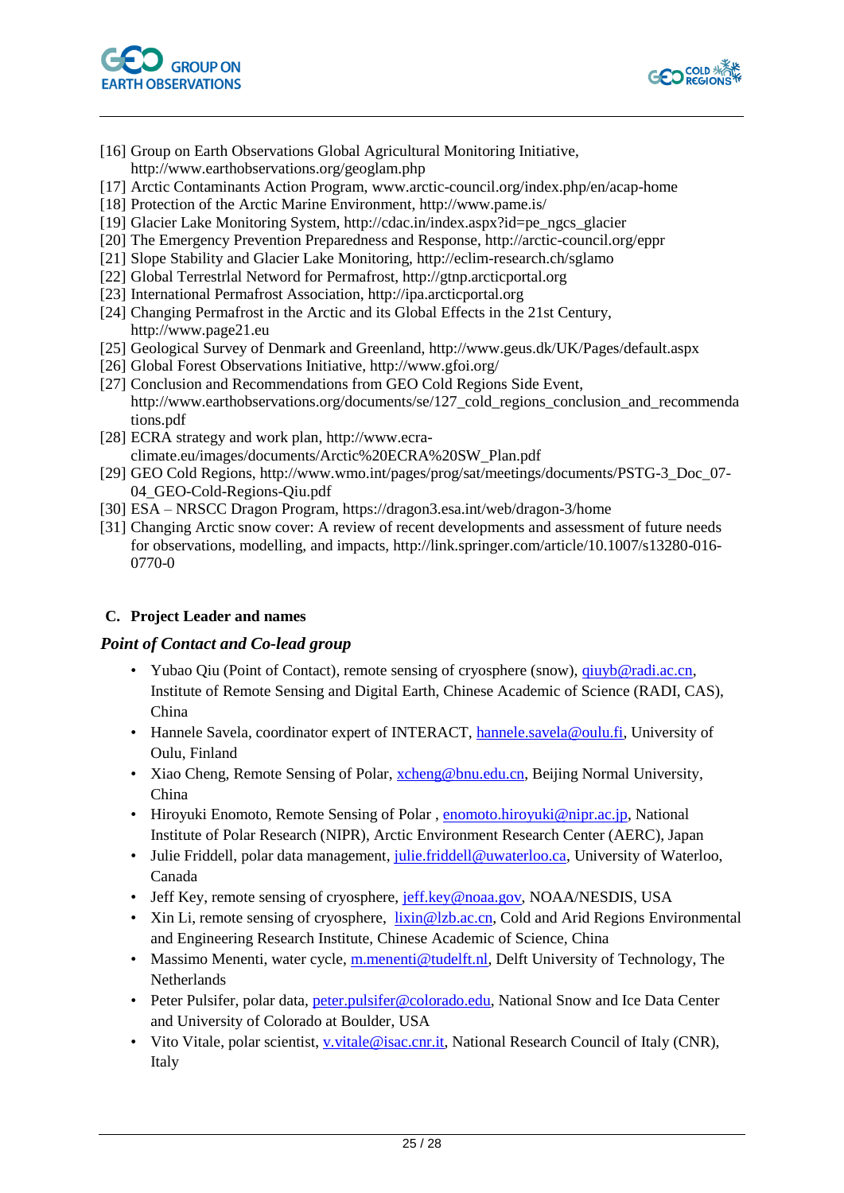[16] Group on Earth Observations Global Agricultural Monitoring Initiative, http://www.earthobservations.org/geoglam.php
[17] Arctic Contaminants Action Program, www.arctic-council.org/index.php/en/acap-home
[18] Protection of the Arctic Marine Environment, http://www.pame.is/
[19] Glacier Lake Monitoring System, http://cdac.in/index.aspx?id=pe_ngcs_glacier
[20] The Emergency Prevention Preparedness and Response, http://arctic-council.org/eppr
[21] Slope Stability and Glacier Lake Monitoring, http://eclim-research.ch/sglamo
[22] Global Terrestrlal Netword for Permafrost, http://gtnp.arcticportal.org
[23] International Permafrost Association, http://ipa.arcticportal.org
[24] Changing Permafrost in the Arctic and its Global Effects in the 21st Century, http://www.page21.eu
[25] Geological Survey of Denmark and Greenland, http://www.geus.dk/UK/Pages/default.aspx
[26] Global Forest Observations Initiative, http://www.gfoi.org/
[27] Conclusion and Recommendations from GEO Cold Regions Side Event, http://www.earthobservations.org/documents/se/127_cold_regions_conclusion_and_recommendations.pdf
[28] ECRA strategy and work plan, http://www.ecra-climate.eu/images/documents/Arctic%20ECRA%20SW_Plan.pdf
[29] GEO Cold Regions, http://www.wmo.int/pages/prog/sat/meetings/documents/PSTG-3_Doc_07-04_GEO-Cold-Regions-Qiu.pdf
[30] ESA – NRSCC Dragon Program, https://dragon3.esa.int/web/dragon-3/home
[31] Changing Arctic snow cover: A review of recent developments and assessment of future needs for observations, modelling, and impacts, http://link.springer.com/article/10.1007/s13280-016-0770-0

## C. Project Leader and names

### *Point of Contact and Co-lead group*

- Yubao Qiu (Point of Contact), remote sensing of cryosphere (snow), qiuyb@radi.ac.cn, Institute of Remote Sensing and Digital Earth, Chinese Academic of Science (RADI, CAS), China
- Hannele Savela, coordinator expert of INTERACT, hannele.savela@oulu.fi, University of Oulu, Finland
- Xiao Cheng, Remote Sensing of Polar, xcheng@bnu.edu.cn, Beijing Normal University, China
- Hiroyuki Enomoto, Remote Sensing of Polar , enomoto.hiroyuki@nipr.ac.jp, National Institute of Polar Research (NIPR), Arctic Environment Research Center (AERC), Japan
- Julie Friddell, polar data management, julie.friddell@uwaterloo.ca, University of Waterloo, Canada
- Jeff Key, remote sensing of cryosphere, jeff.key@noaa.gov, NOAA/NESDIS, USA
- Xin Li, remote sensing of cryosphere, lixin@lzb.ac.cn, Cold and Arid Regions Environmental and Engineering Research Institute, Chinese Academic of Science, China
- Massimo Menenti, water cycle, m.menenti@tudelft.nl, Delft University of Technology, The Netherlands
- Peter Pulsifer, polar data, peter.pulsifer@colorado.edu, National Snow and Ice Data Center and University of Colorado at Boulder, USA
- Vito Vitale, polar scientist, v.vitale@isac.cnr.it, National Research Council of Italy (CNR), Italy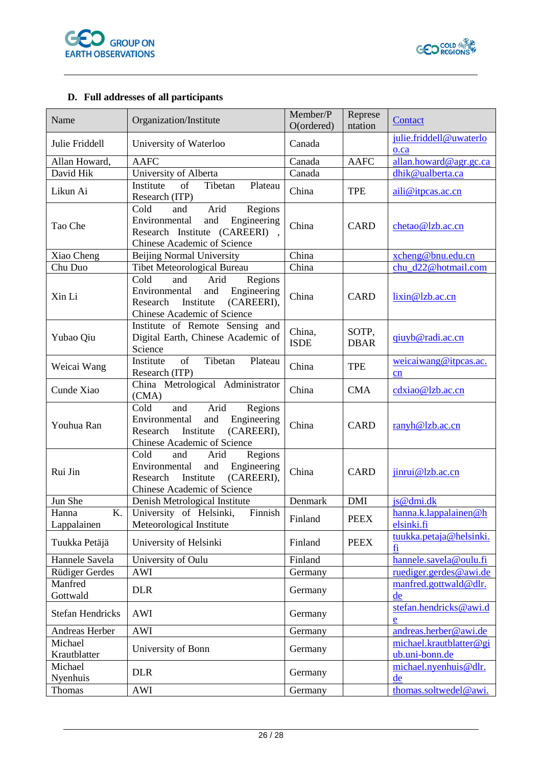### D. Full addresses of all participants

| Name | Organization/Institute | Member/PO(ordered) | Representation | Contact |
|---|---|---|---|---|
| Julie Friddell | University of Waterloo | Canada | | julie.friddell@uwaterloo.ca |
| Allan Howard, | AAFC | Canada | AAFC | allan.howard@agr.gc.ca |
| David Hik | University of Alberta | Canada | | dhik@ualberta.ca |
| Likun Ai | Institute of Tibetan Plateau Research (ITP) | China | TPE | aili@itpcas.ac.cn |
| Tao Che | Cold and Arid Regions Environmental and Engineering Research Institute (CAREERI) , Chinese Academic of Science | China | CARD | chetao@lzb.ac.cn |
| Xiao Cheng | Beijing Normal University | China | | xcheng@bnu.edu.cn |
| Chu Duo | Tibet Meteorological Bureau | China | | chu_d22@hotmail.com |
| Xin Li | Cold and Arid Regions Environmental and Engineering Research Institute (CAREERI), Chinese Academic of Science | China | CARD | lixin@lzb.ac.cn |
| Yubao Qiu | Institute of Remote Sensing and Digital Earth, Chinese Academic of Science | China, ISDE | SOTP, DBAR | qiuyb@radi.ac.cn |
| Weicai Wang | Institute of Tibetan Plateau Research (ITP) | China | TPE | weicaiwang@itpcas.ac.cn |
| Cunde Xiao | China Metrological Administrator (CMA) | China | CMA | cdxiao@lzb.ac.cn |
| Youhua Ran | Cold and Arid Regions Environmental and Engineering Research Institute (CAREERI), Chinese Academic of Science | China | CARD | ranyh@lzb.ac.cn |
| Rui Jin | Cold and Arid Regions Environmental and Engineering Research Institute (CAREERI), Chinese Academic of Science | China | CARD | jinrui@lzb.ac.cn |
| Jun She | Denish Metrological Institute | Denmark | DMI | js@dmi.dk |
| Hanna K. Lappalainen | University of Helsinki, Finnish Meteorological Institute | Finland | PEEX | hanna.k.lappalainen@helsinki.fi |
| Tuukka Petäjä | University of Helsinki | Finland | PEEX | tuukka.petaja@helsinki.fi |
| Hannele Savela | University of Oulu | Finland | | hannele.savela@oulu.fi |
| Rüdiger Gerdes | AWI | Germany | | ruediger.gerdes@awi.de |
| Manfred Gottwald | DLR | Germany | | manfred.gottwald@dlr.de |
| Stefan Hendricks | AWI | Germany | | stefan.hendricks@awi.de |
| Andreas Herber | AWI | Germany | | andreas.herber@awi.de |
| Michael Krautblatter | University of Bonn | Germany | | michael.krautblatter@giub.uni-bonn.de |
| Michael Nyenhuis | DLR | Germany | | michael.nyenhuis@dlr.de |
| Thomas | AWI | Germany | | thomas.soltwedel@awi. |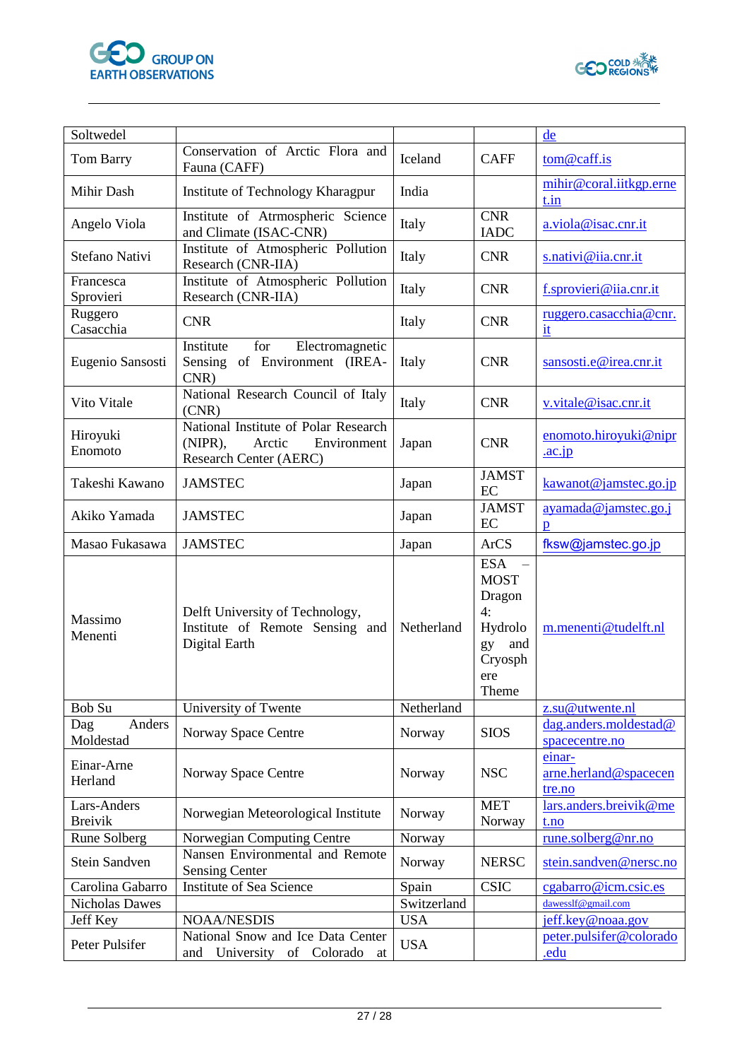| | | | | |
|---|---|---|---|---|
| Soltwedel | | | | de |
| Tom Barry | Conservation of Arctic Flora and Fauna (CAFF) | Iceland | CAFF | tom@caff.is |
| Mihir Dash | Institute of Technology Kharagpur | India | | mihir@coral.iitkgp.ernet.in |
| Angelo Viola | Institute of Atrmospheric Science and Climate (ISAC-CNR) | Italy | CNR IADC | a.viola@isac.cnr.it |
| Stefano Nativi | Institute of Atmospheric Pollution Research (CNR-IIA) | Italy | CNR | s.nativi@iia.cnr.it |
| Francesca Sprovieri | Institute of Atmospheric Pollution Research (CNR-IIA) | Italy | CNR | f.sprovieri@iia.cnr.it |
| Ruggero Casacchia | CNR | Italy | CNR | ruggero.casacchia@cnr.it |
| Eugenio Sansosti | Institute for Electromagnetic Sensing of Environment (IREA-CNR) | Italy | CNR | sansosti.e@irea.cnr.it |
| Vito Vitale | National Research Council of Italy (CNR) | Italy | CNR | v.vitale@isac.cnr.it |
| Hiroyuki Enomoto | National Institute of Polar Research (NIPR), Arctic Environment Research Center (AERC) | Japan | CNR | enomoto.hiroyuki@nipr.ac.jp |
| Takeshi Kawano | JAMSTEC | Japan | JAMSTEC | kawanot@jamstec.go.jp |
| Akiko Yamada | JAMSTEC | Japan | JAMSTEC | ayamada@jamstec.go.jp |
| Masao Fukasawa | JAMSTEC | Japan | ArCS | fksw@jamstec.go.jp |
| Massimo Menenti | Delft University of Technology, Institute of Remote Sensing and Digital Earth | Netherland | ESA – MOST Dragon 4: Hydrology and Cryosphere Theme | m.menenti@tudelft.nl |
| Bob Su | University of Twente | Netherland | | z.su@utwente.nl |
| Dag Anders Moldestad | Norway Space Centre | Norway | SIOS | dag.anders.moldestad@spacecentre.no |
| Einar-Arne Herland | Norway Space Centre | Norway | NSC | einar-arne.herland@spacecentre.no |
| Lars-Anders Breivik | Norwegian Meteorological Institute | Norway | MET Norway | lars.anders.breivik@met.no |
| Rune Solberg | Norwegian Computing Centre | Norway | | rune.solberg@nr.no |
| Stein Sandven | Nansen Environmental and Remote Sensing Center | Norway | NERSC | stein.sandven@nersc.no |
| Carolina Gabarro | Institute of Sea Science | Spain | CSIC | cgabarro@icm.csic.es |
| Nicholas Dawes | | Switzerland | | daweslf@gmail.com |
| Jeff Key | NOAA/NESDIS | USA | | jeff.key@noaa.gov |
| Peter Pulsifer | National Snow and Ice Data Center and University of Colorado at | USA | | peter.pulsifer@colorado.edu |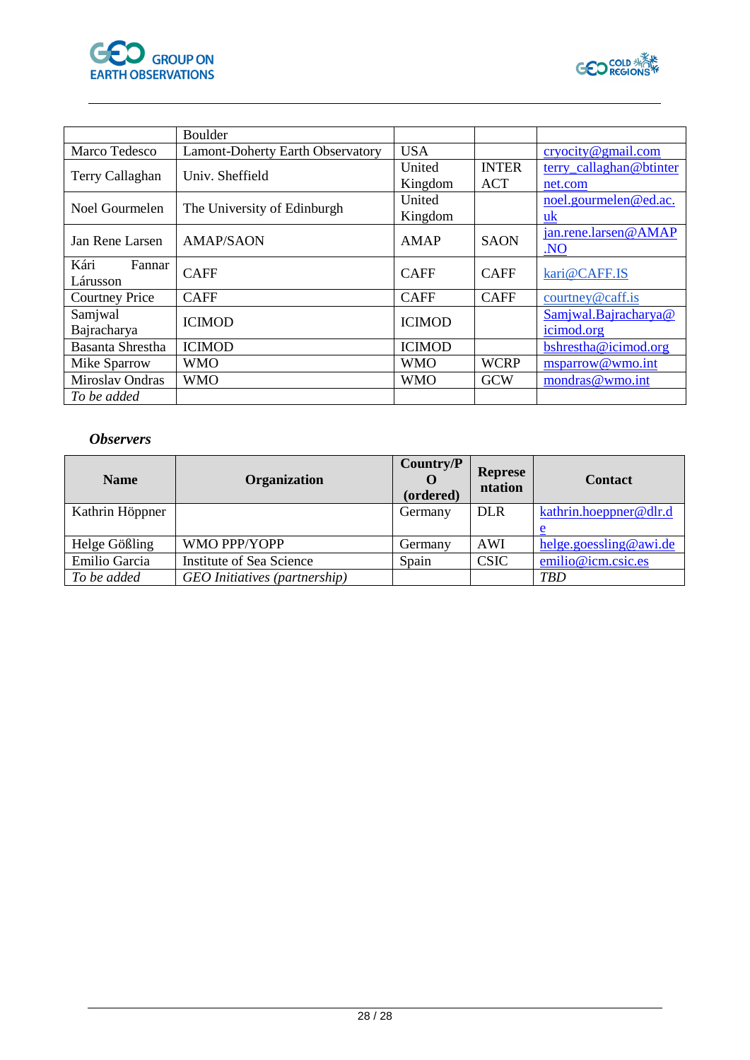| | | | | |
|---|---|---|---|---|
| | Boulder | | | |
| Marco Tedesco | Lamont-Doherty Earth Observatory | USA | | cryocity@gmail.com |
| Terry Callaghan | Univ. Sheffield | United Kingdom | INTERACT | terry_callaghan@btinternet.com |
| Noel Gourmelen | The University of Edinburgh | United Kingdom | | noel.gourmelen@ed.ac.uk |
| Jan Rene Larsen | AMAP/SAON | AMAP | SAON | jan.rene.larsen@AMAP.NO |
| Kári Fannar Lárusson | CAFF | CAFF | CAFF | kari@CAFF.IS |
| Courtney Price | CAFF | CAFF | CAFF | courtney@caff.is |
| Samjwal Bajracharya | ICIMOD | ICIMOD | | Samjwal.Bajracharya@icimod.org |
| Basanta Shrestha | ICIMOD | ICIMOD | | bshrestha@icimod.org |
| Mike Sparrow | WMO | WMO | WCRP | msparrow@wmo.int |
| Miroslav Ondras | WMO | WMO | GCW | mondras@wmo.int |
| *To be added* | | | | |

***Observers***

| Name | Organization | Country/PO (ordered) | Representation | Contact |
|---|---|---|---|---|
| Kathrin Höppner | | Germany | DLR | kathrin.hoeppner@dlr.de |
| Helge Gößling | WMO PPP/YOPP | Germany | AWI | helge.goessling@awi.de |
| Emilio Garcia | Institute of Sea Science | Spain | CSIC | emilio@icm.csic.es |
| *To be added* | *GEO Initiatives (partnership)* | | | *TBD* |